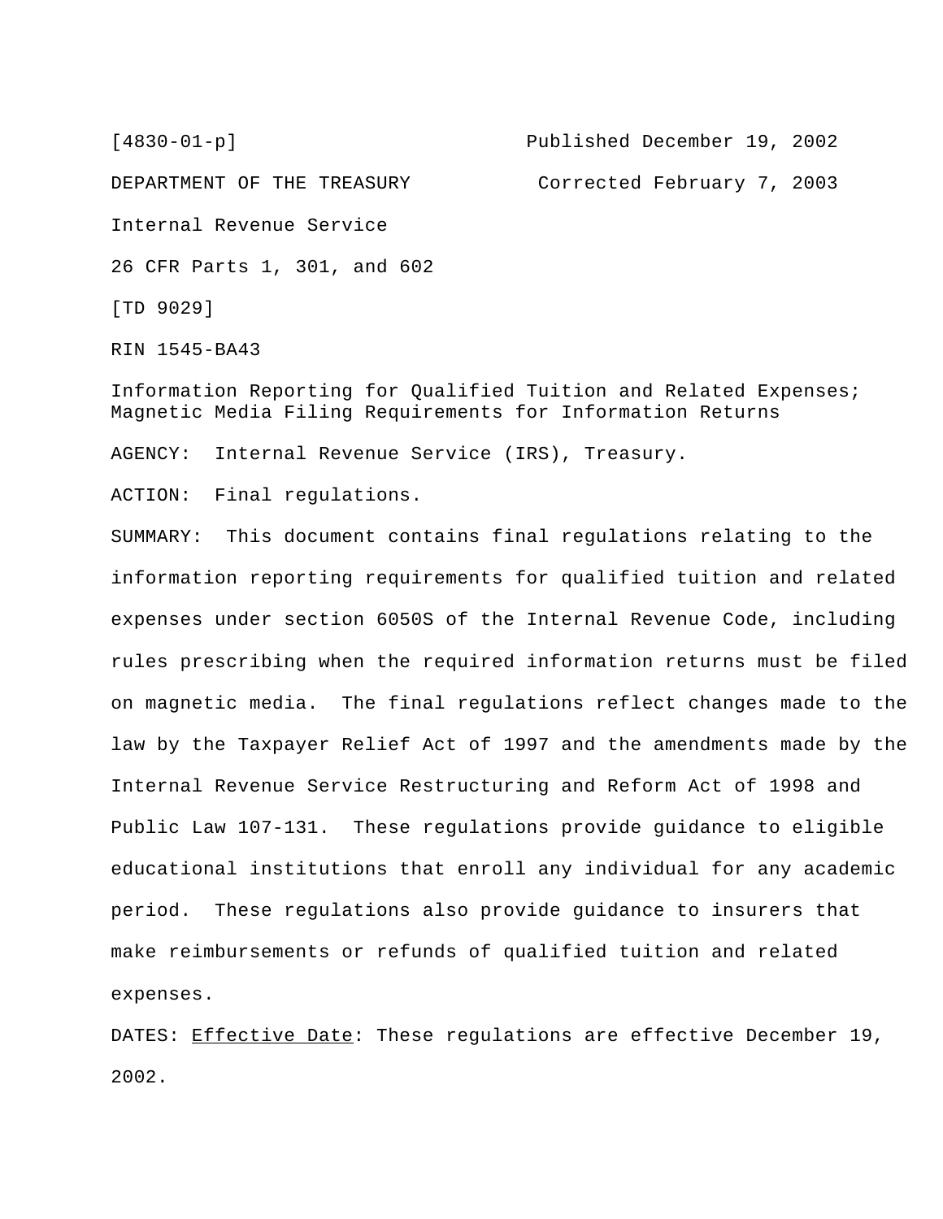[4830-01-p] Published December 19, 2002

DEPARTMENT OF THE TREASURY Corrected February 7, 2003

Internal Revenue Service

26 CFR Parts 1, 301, and 602

[TD 9029]

RIN 1545-BA43

Information Reporting for Qualified Tuition and Related Expenses; Magnetic Media Filing Requirements for Information Returns

AGENCY: Internal Revenue Service (IRS), Treasury.

ACTION: Final regulations.

SUMMARY: This document contains final regulations relating to the information reporting requirements for qualified tuition and related expenses under section 6050S of the Internal Revenue Code, including rules prescribing when the required information returns must be filed on magnetic media. The final regulations reflect changes made to the law by the Taxpayer Relief Act of 1997 and the amendments made by the Internal Revenue Service Restructuring and Reform Act of 1998 and Public Law 107-131. These regulations provide guidance to eligible educational institutions that enroll any individual for any academic period. These regulations also provide guidance to insurers that make reimbursements or refunds of qualified tuition and related expenses.

DATES: Effective Date: These regulations are effective December 19, 2002.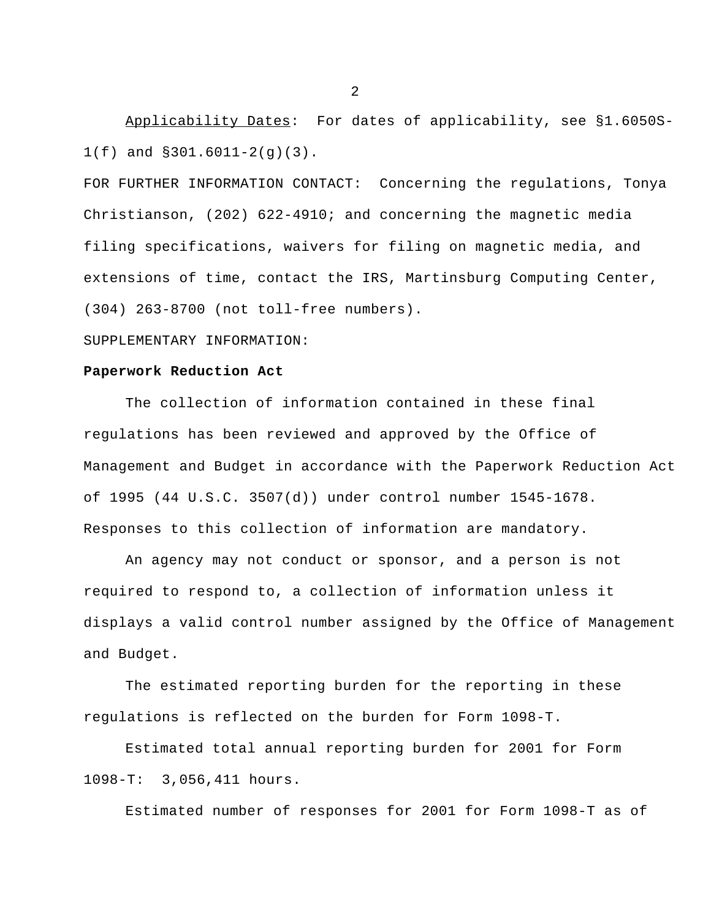Applicability Dates: For dates of applicability, see §1.6050S-1(f) and §301.6011-2(g)(3).

FOR FURTHER INFORMATION CONTACT: Concerning the regulations, Tonya Christianson, (202) 622-4910; and concerning the magnetic media filing specifications, waivers for filing on magnetic media, and extensions of time, contact the IRS, Martinsburg Computing Center, (304) 263-8700 (not toll-free numbers).

SUPPLEMENTARY INFORMATION:

**Paperwork Reduction Act**

The collection of information contained in these final regulations has been reviewed and approved by the Office of Management and Budget in accordance with the Paperwork Reduction Act of 1995 (44 U.S.C. 3507(d)) under control number 1545-1678. Responses to this collection of information are mandatory.

An agency may not conduct or sponsor, and a person is not required to respond to, a collection of information unless it displays a valid control number assigned by the Office of Management and Budget.

The estimated reporting burden for the reporting in these regulations is reflected on the burden for Form 1098-T.

Estimated total annual reporting burden for 2001 for Form 1098-T: 3,056,411 hours.

Estimated number of responses for 2001 for Form 1098-T as of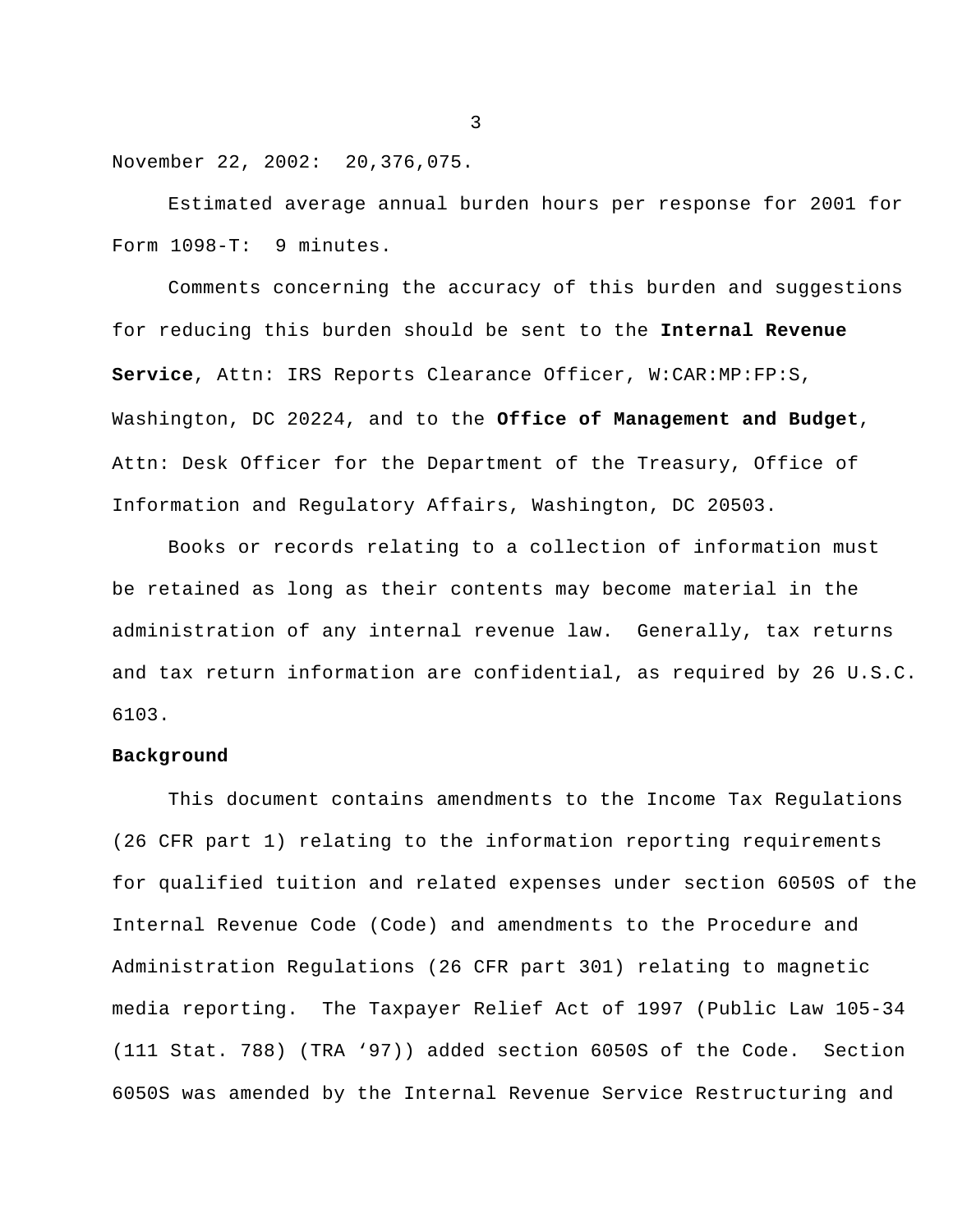November 22, 2002:  20,376,075.

Estimated average annual burden hours per response for 2001 for Form 1098-T:  9 minutes.

Comments concerning the accuracy of this burden and suggestions for reducing this burden should be sent to the **Internal Revenue Service**, Attn: IRS Reports Clearance Officer, W:CAR:MP:FP:S, Washington, DC 20224, and to the **Office of Management and Budget**, Attn: Desk Officer for the Department of the Treasury, Office of Information and Regulatory Affairs, Washington, DC 20503.

Books or records relating to a collection of information must be retained as long as their contents may become material in the administration of any internal revenue law.  Generally, tax returns and tax return information are confidential, as required by 26 U.S.C. 6103.

**Background**

This document contains amendments to the Income Tax Regulations (26 CFR part 1) relating to the information reporting requirements for qualified tuition and related expenses under section 6050S of the Internal Revenue Code (Code) and amendments to the Procedure and Administration Regulations (26 CFR part 301) relating to magnetic media reporting.  The Taxpayer Relief Act of 1997 (Public Law 105-34 (111 Stat. 788) (TRA '97)) added section 6050S of the Code.  Section 6050S was amended by the Internal Revenue Service Restructuring and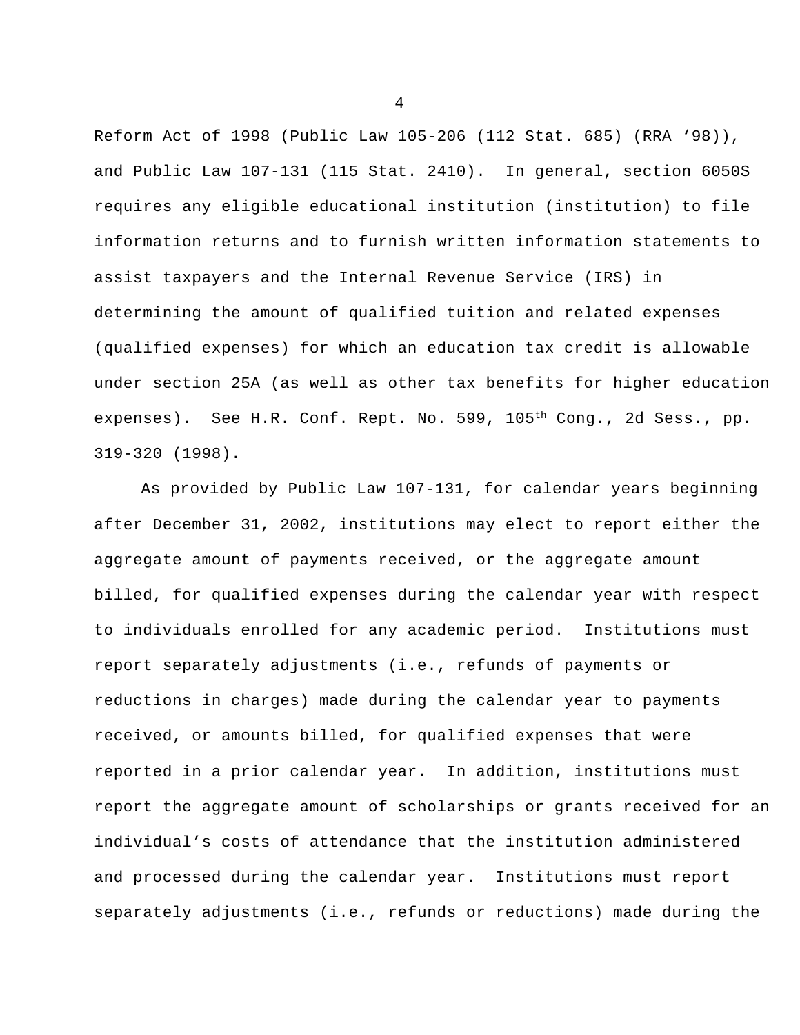Reform Act of 1998 (Public Law 105-206 (112 Stat. 685) (RRA '98)), and Public Law 107-131 (115 Stat. 2410). In general, section 6050S requires any eligible educational institution (institution) to file information returns and to furnish written information statements to assist taxpayers and the Internal Revenue Service (IRS) in determining the amount of qualified tuition and related expenses (qualified expenses) for which an education tax credit is allowable under section 25A (as well as other tax benefits for higher education expenses). See H.R. Conf. Rept. No. 599, 105th Cong., 2d Sess., pp. 319-320 (1998).

As provided by Public Law 107-131, for calendar years beginning after December 31, 2002, institutions may elect to report either the aggregate amount of payments received, or the aggregate amount billed, for qualified expenses during the calendar year with respect to individuals enrolled for any academic period. Institutions must report separately adjustments (i.e., refunds of payments or reductions in charges) made during the calendar year to payments received, or amounts billed, for qualified expenses that were reported in a prior calendar year. In addition, institutions must report the aggregate amount of scholarships or grants received for an individual's costs of attendance that the institution administered and processed during the calendar year. Institutions must report separately adjustments (i.e., refunds or reductions) made during the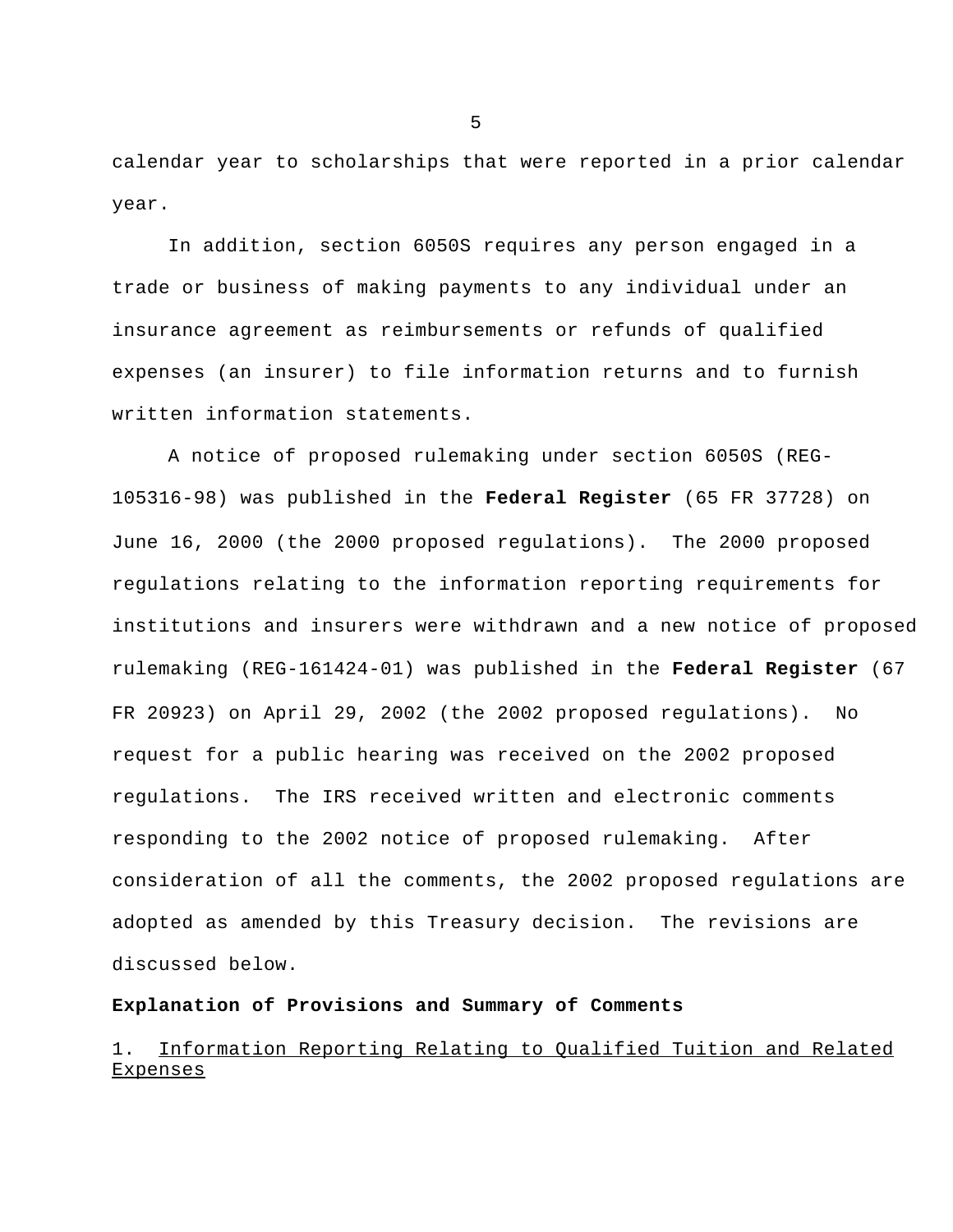calendar year to scholarships that were reported in a prior calendar year.

In addition, section 6050S requires any person engaged in a trade or business of making payments to any individual under an insurance agreement as reimbursements or refunds of qualified expenses (an insurer) to file information returns and to furnish written information statements.

A notice of proposed rulemaking under section 6050S (REG-105316-98) was published in the **Federal Register** (65 FR 37728) on June 16, 2000 (the 2000 proposed regulations). The 2000 proposed regulations relating to the information reporting requirements for institutions and insurers were withdrawn and a new notice of proposed rulemaking (REG-161424-01) was published in the **Federal Register** (67 FR 20923) on April 29, 2002 (the 2002 proposed regulations). No request for a public hearing was received on the 2002 proposed regulations. The IRS received written and electronic comments responding to the 2002 notice of proposed rulemaking. After consideration of all the comments, the 2002 proposed regulations are adopted as amended by this Treasury decision. The revisions are discussed below.

**Explanation of Provisions and Summary of Comments**

1. Information Reporting Relating to Qualified Tuition and Related Expenses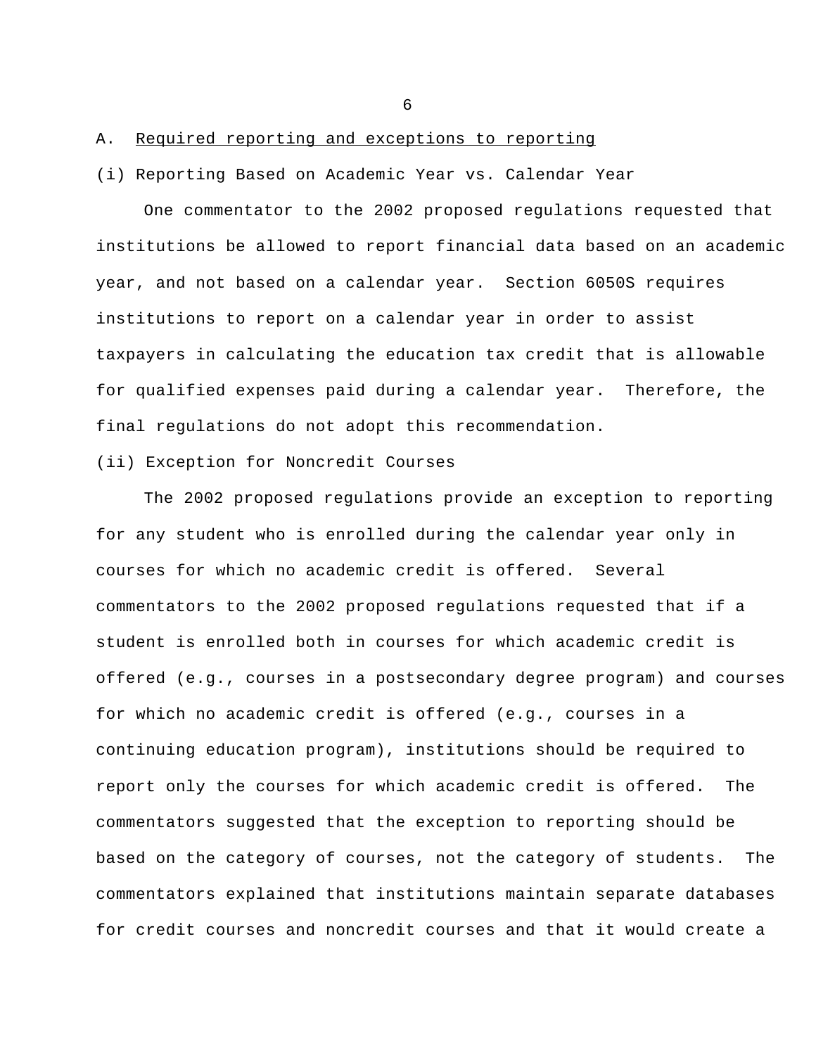A. Required reporting and exceptions to reporting

(i) Reporting Based on Academic Year vs. Calendar Year

One commentator to the 2002 proposed regulations requested that institutions be allowed to report financial data based on an academic year, and not based on a calendar year. Section 6050S requires institutions to report on a calendar year in order to assist taxpayers in calculating the education tax credit that is allowable for qualified expenses paid during a calendar year. Therefore, the final regulations do not adopt this recommendation.

(ii) Exception for Noncredit Courses

The 2002 proposed regulations provide an exception to reporting for any student who is enrolled during the calendar year only in courses for which no academic credit is offered. Several commentators to the 2002 proposed regulations requested that if a student is enrolled both in courses for which academic credit is offered (e.g., courses in a postsecondary degree program) and courses for which no academic credit is offered (e.g., courses in a continuing education program), institutions should be required to report only the courses for which academic credit is offered. The commentators suggested that the exception to reporting should be based on the category of courses, not the category of students. The commentators explained that institutions maintain separate databases for credit courses and noncredit courses and that it would create a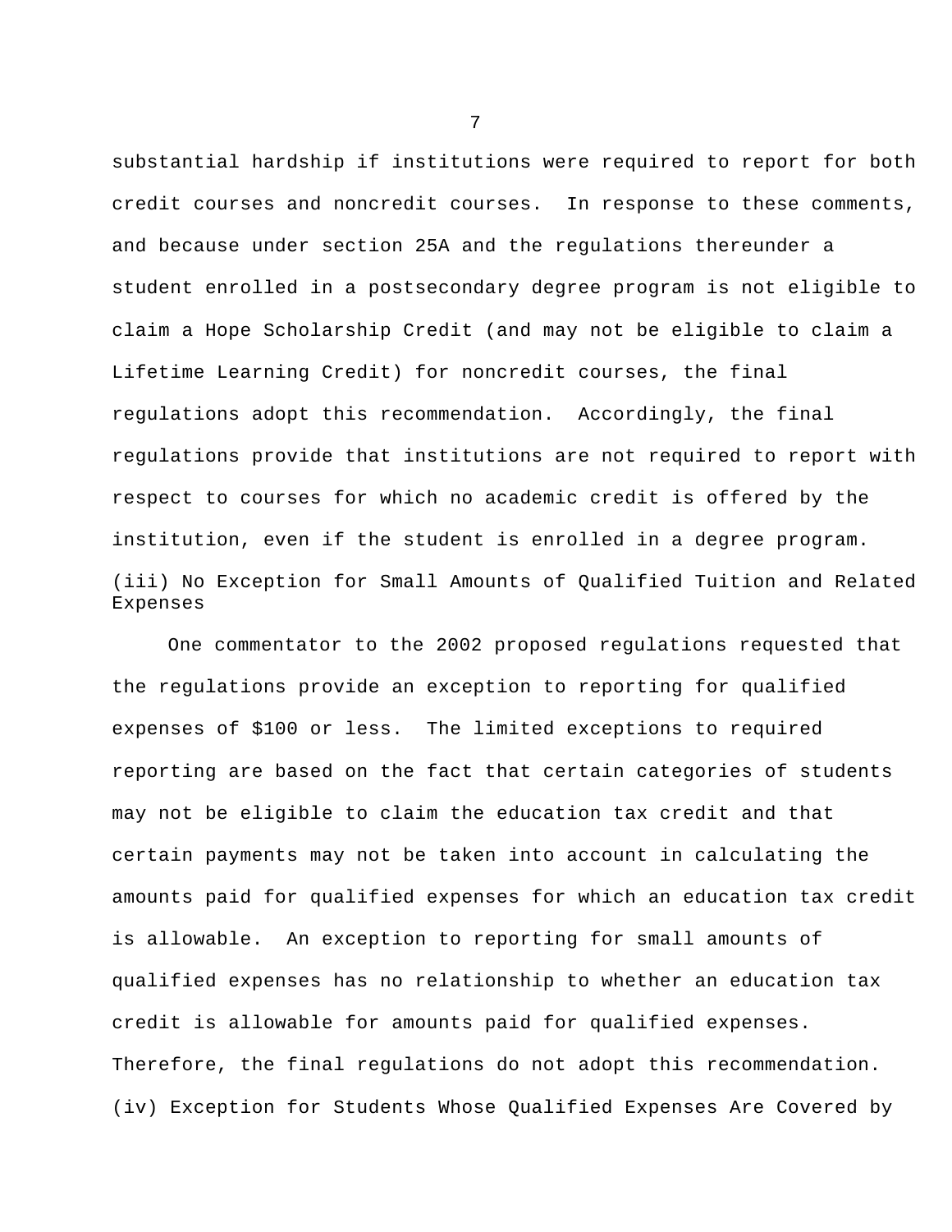substantial hardship if institutions were required to report for both credit courses and noncredit courses. In response to these comments, and because under section 25A and the regulations thereunder a student enrolled in a postsecondary degree program is not eligible to claim a Hope Scholarship Credit (and may not be eligible to claim a Lifetime Learning Credit) for noncredit courses, the final regulations adopt this recommendation. Accordingly, the final regulations provide that institutions are not required to report with respect to courses for which no academic credit is offered by the institution, even if the student is enrolled in a degree program.

(iii) No Exception for Small Amounts of Qualified Tuition and Related Expenses

One commentator to the 2002 proposed regulations requested that the regulations provide an exception to reporting for qualified expenses of $100 or less. The limited exceptions to required reporting are based on the fact that certain categories of students may not be eligible to claim the education tax credit and that certain payments may not be taken into account in calculating the amounts paid for qualified expenses for which an education tax credit is allowable. An exception to reporting for small amounts of qualified expenses has no relationship to whether an education tax credit is allowable for amounts paid for qualified expenses. Therefore, the final regulations do not adopt this recommendation.

(iv) Exception for Students Whose Qualified Expenses Are Covered by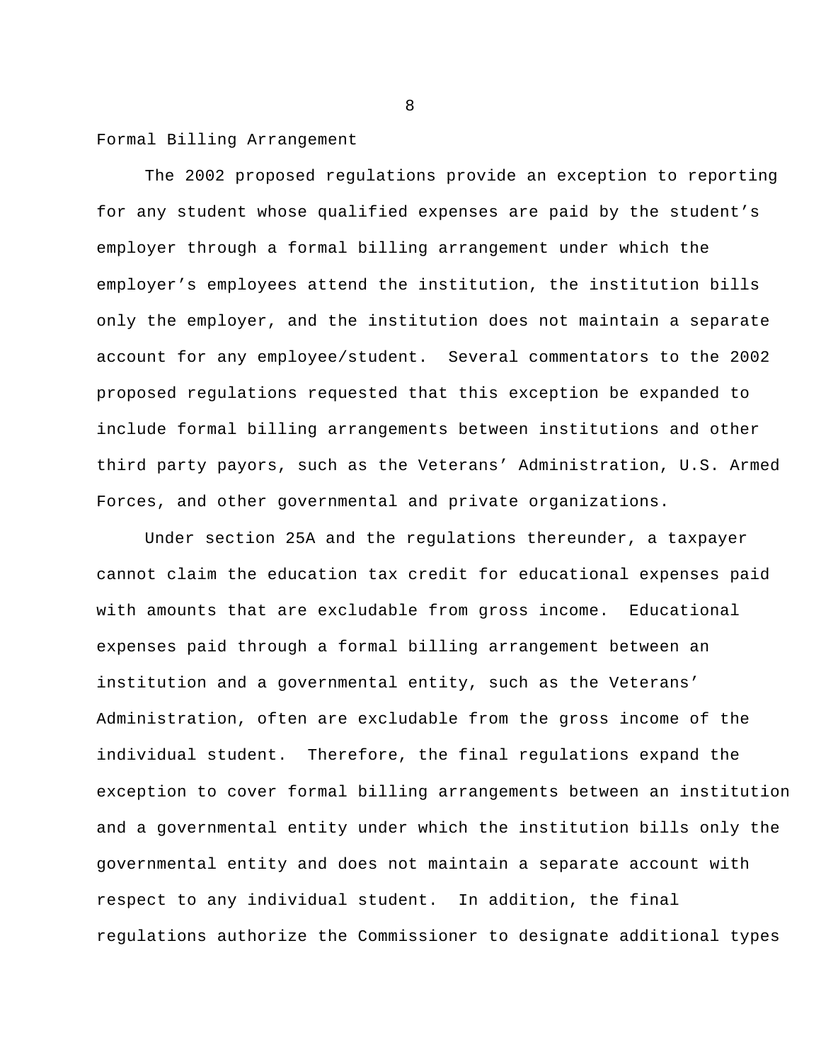## Formal Billing Arrangement

The 2002 proposed regulations provide an exception to reporting for any student whose qualified expenses are paid by the student's employer through a formal billing arrangement under which the employer's employees attend the institution, the institution bills only the employer, and the institution does not maintain a separate account for any employee/student. Several commentators to the 2002 proposed regulations requested that this exception be expanded to include formal billing arrangements between institutions and other third party payors, such as the Veterans' Administration, U.S. Armed Forces, and other governmental and private organizations.

Under section 25A and the regulations thereunder, a taxpayer cannot claim the education tax credit for educational expenses paid with amounts that are excludable from gross income. Educational expenses paid through a formal billing arrangement between an institution and a governmental entity, such as the Veterans' Administration, often are excludable from the gross income of the individual student. Therefore, the final regulations expand the exception to cover formal billing arrangements between an institution and a governmental entity under which the institution bills only the governmental entity and does not maintain a separate account with respect to any individual student. In addition, the final regulations authorize the Commissioner to designate additional types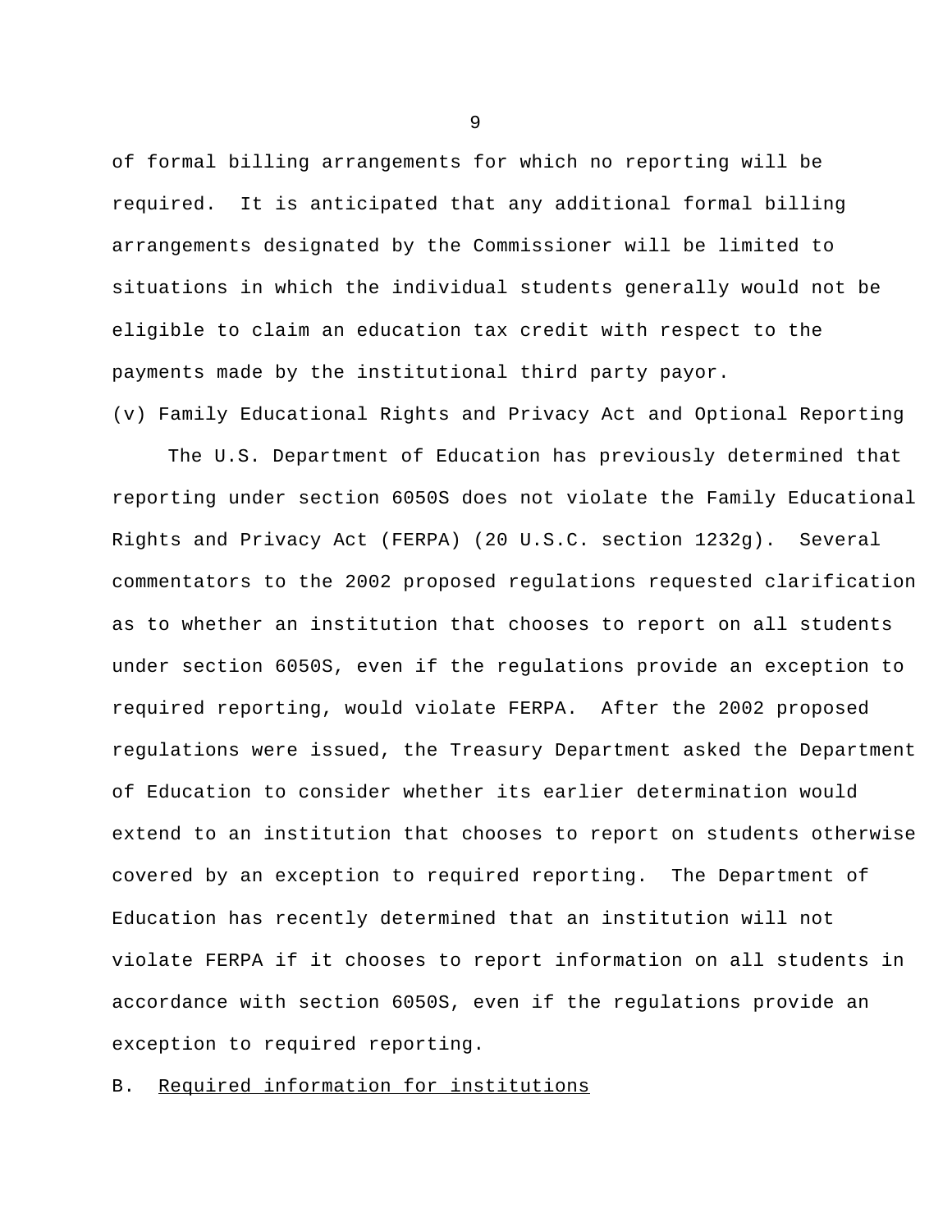of formal billing arrangements for which no reporting will be required. It is anticipated that any additional formal billing arrangements designated by the Commissioner will be limited to situations in which the individual students generally would not be eligible to claim an education tax credit with respect to the payments made by the institutional third party payor.

(v) Family Educational Rights and Privacy Act and Optional Reporting

The U.S. Department of Education has previously determined that reporting under section 6050S does not violate the Family Educational Rights and Privacy Act (FERPA) (20 U.S.C. section 1232g). Several commentators to the 2002 proposed regulations requested clarification as to whether an institution that chooses to report on all students under section 6050S, even if the regulations provide an exception to required reporting, would violate FERPA. After the 2002 proposed regulations were issued, the Treasury Department asked the Department of Education to consider whether its earlier determination would extend to an institution that chooses to report on students otherwise covered by an exception to required reporting. The Department of Education has recently determined that an institution will not violate FERPA if it chooses to report information on all students in accordance with section 6050S, even if the regulations provide an exception to required reporting.

B. <u>Required information for institutions</u>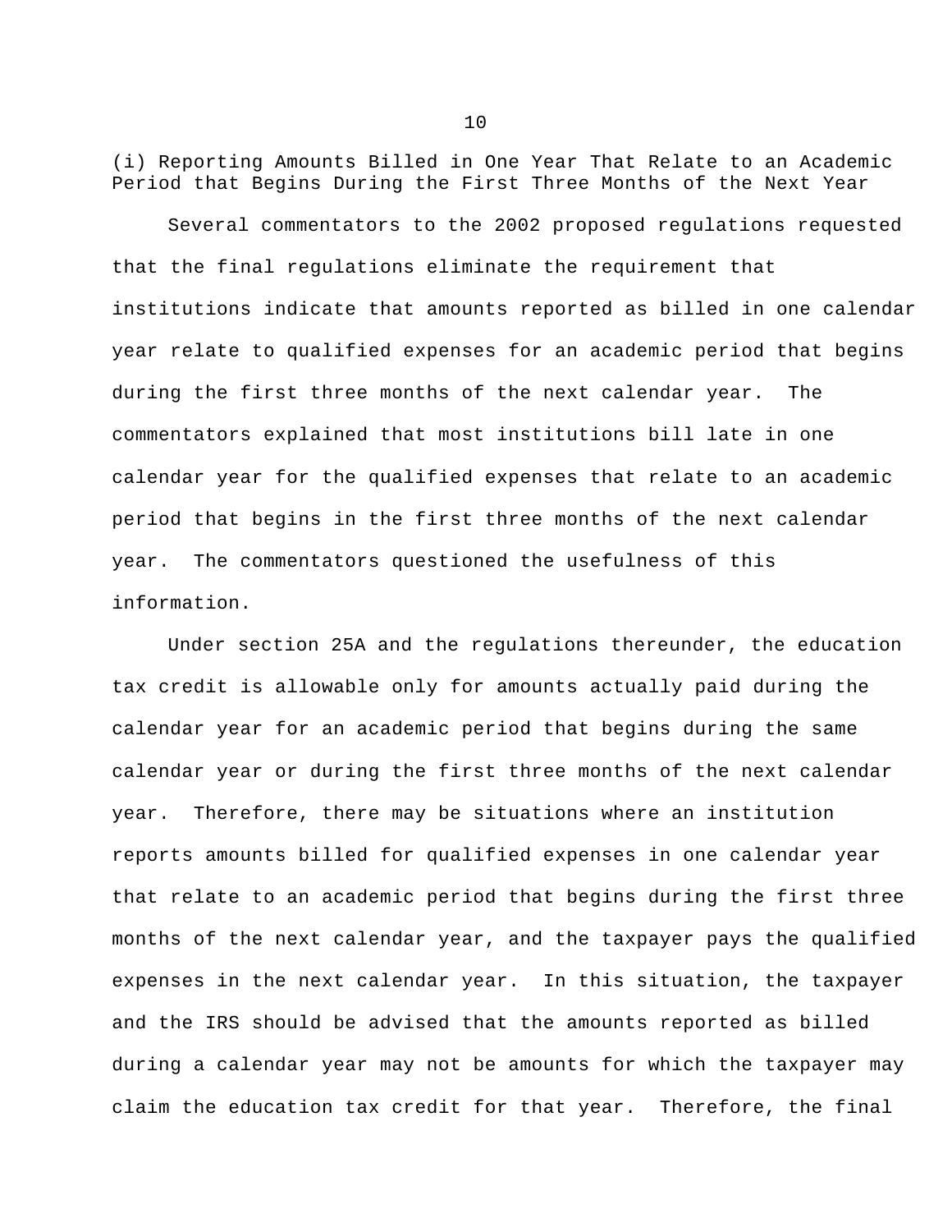### (i) Reporting Amounts Billed in One Year That Relate to an Academic Period that Begins During the First Three Months of the Next Year

Several commentators to the 2002 proposed regulations requested that the final regulations eliminate the requirement that institutions indicate that amounts reported as billed in one calendar year relate to qualified expenses for an academic period that begins during the first three months of the next calendar year. The commentators explained that most institutions bill late in one calendar year for the qualified expenses that relate to an academic period that begins in the first three months of the next calendar year. The commentators questioned the usefulness of this information.

Under section 25A and the regulations thereunder, the education tax credit is allowable only for amounts actually paid during the calendar year for an academic period that begins during the same calendar year or during the first three months of the next calendar year. Therefore, there may be situations where an institution reports amounts billed for qualified expenses in one calendar year that relate to an academic period that begins during the first three months of the next calendar year, and the taxpayer pays the qualified expenses in the next calendar year. In this situation, the taxpayer and the IRS should be advised that the amounts reported as billed during a calendar year may not be amounts for which the taxpayer may claim the education tax credit for that year. Therefore, the final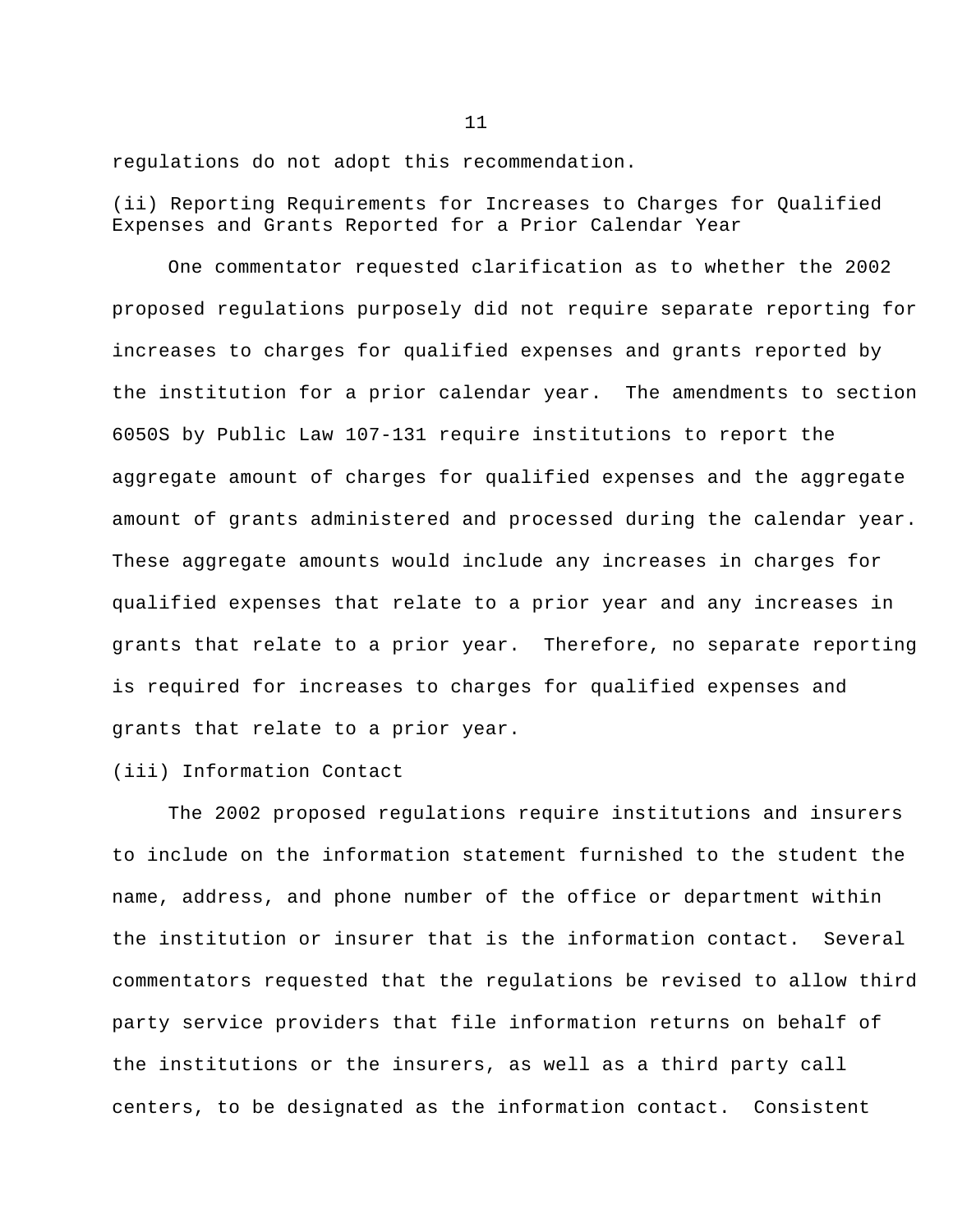regulations do not adopt this recommendation.

(ii) Reporting Requirements for Increases to Charges for Qualified Expenses and Grants Reported for a Prior Calendar Year

One commentator requested clarification as to whether the 2002 proposed regulations purposely did not require separate reporting for increases to charges for qualified expenses and grants reported by the institution for a prior calendar year. The amendments to section 6050S by Public Law 107-131 require institutions to report the aggregate amount of charges for qualified expenses and the aggregate amount of grants administered and processed during the calendar year. These aggregate amounts would include any increases in charges for qualified expenses that relate to a prior year and any increases in grants that relate to a prior year. Therefore, no separate reporting is required for increases to charges for qualified expenses and grants that relate to a prior year.

(iii) Information Contact

The 2002 proposed regulations require institutions and insurers to include on the information statement furnished to the student the name, address, and phone number of the office or department within the institution or insurer that is the information contact. Several commentators requested that the regulations be revised to allow third party service providers that file information returns on behalf of the institutions or the insurers, as well as a third party call centers, to be designated as the information contact. Consistent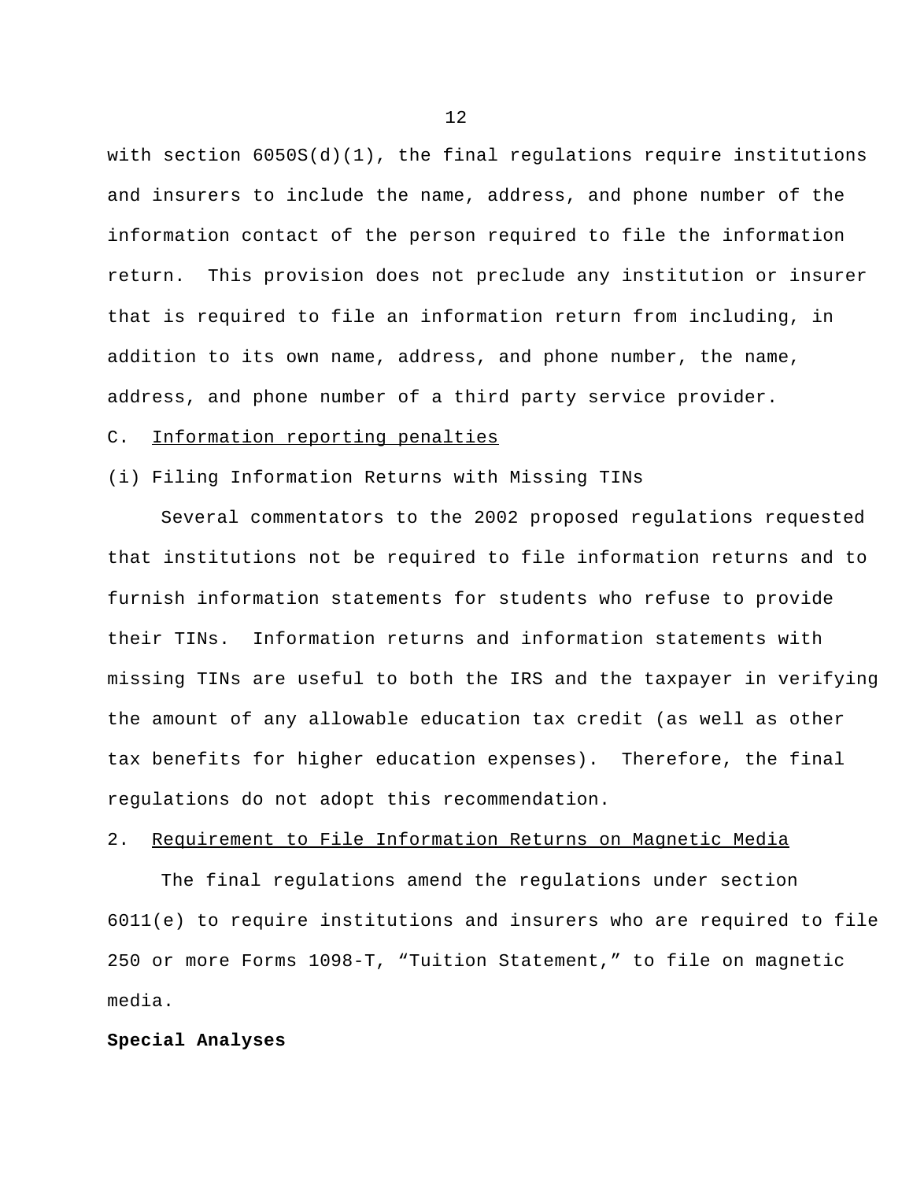with section 6050S(d)(1), the final regulations require institutions and insurers to include the name, address, and phone number of the information contact of the person required to file the information return. This provision does not preclude any institution or insurer that is required to file an information return from including, in addition to its own name, address, and phone number, the name, address, and phone number of a third party service provider.

C. <u>Information reporting penalties</u>

(i) Filing Information Returns with Missing TINs

Several commentators to the 2002 proposed regulations requested that institutions not be required to file information returns and to furnish information statements for students who refuse to provide their TINs. Information returns and information statements with missing TINs are useful to both the IRS and the taxpayer in verifying the amount of any allowable education tax credit (as well as other tax benefits for higher education expenses). Therefore, the final regulations do not adopt this recommendation.

2. <u>Requirement to File Information Returns on Magnetic Media</u>

The final regulations amend the regulations under section 6011(e) to require institutions and insurers who are required to file 250 or more Forms 1098-T, “Tuition Statement,” to file on magnetic media.

**Special Analyses**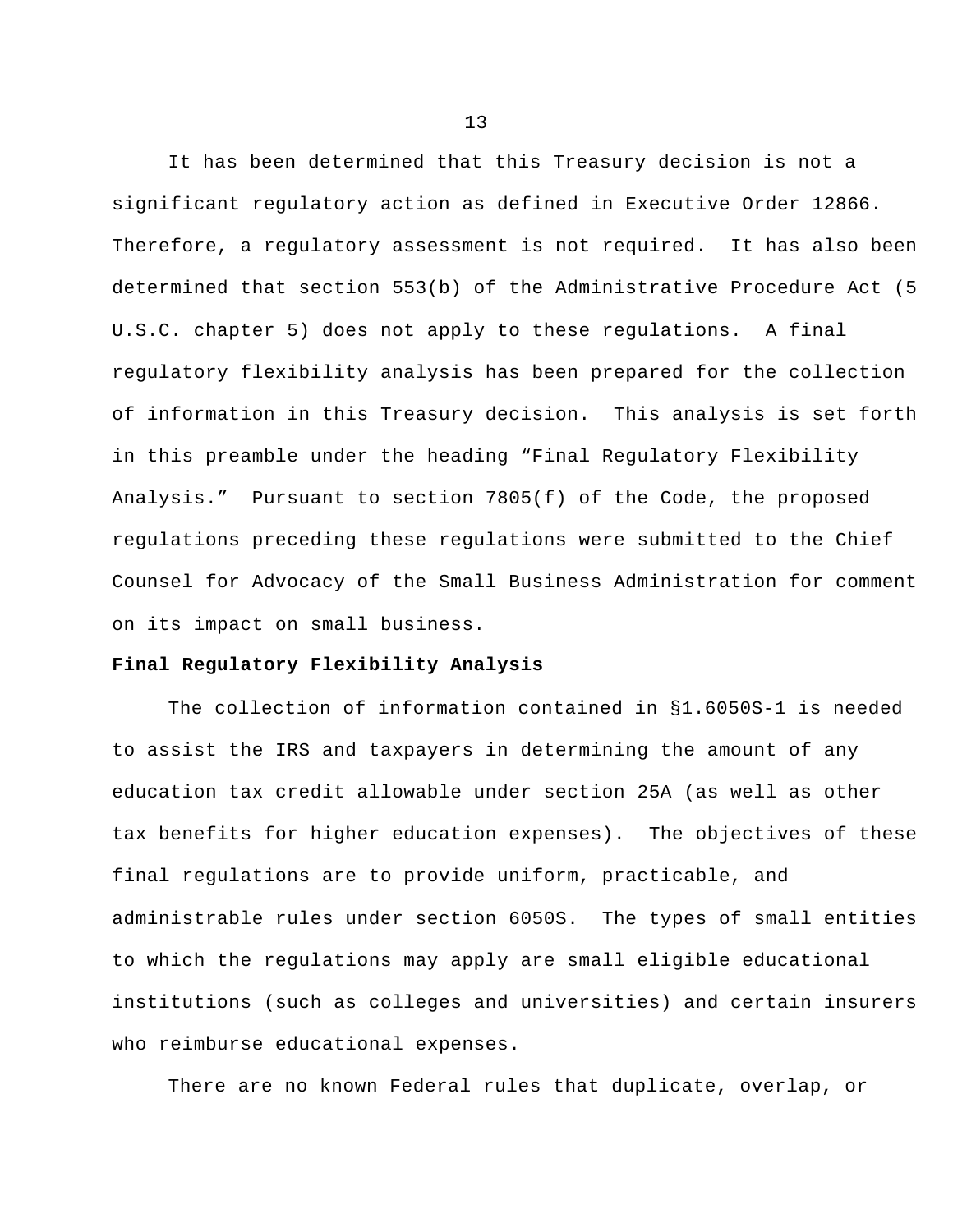It has been determined that this Treasury decision is not a significant regulatory action as defined in Executive Order 12866. Therefore, a regulatory assessment is not required. It has also been determined that section 553(b) of the Administrative Procedure Act (5 U.S.C. chapter 5) does not apply to these regulations. A final regulatory flexibility analysis has been prepared for the collection of information in this Treasury decision. This analysis is set forth in this preamble under the heading "Final Regulatory Flexibility Analysis." Pursuant to section 7805(f) of the Code, the proposed regulations preceding these regulations were submitted to the Chief Counsel for Advocacy of the Small Business Administration for comment on its impact on small business.

**Final Regulatory Flexibility Analysis**

The collection of information contained in §1.6050S-1 is needed to assist the IRS and taxpayers in determining the amount of any education tax credit allowable under section 25A (as well as other tax benefits for higher education expenses). The objectives of these final regulations are to provide uniform, practicable, and administrable rules under section 6050S. The types of small entities to which the regulations may apply are small eligible educational institutions (such as colleges and universities) and certain insurers who reimburse educational expenses.

There are no known Federal rules that duplicate, overlap, or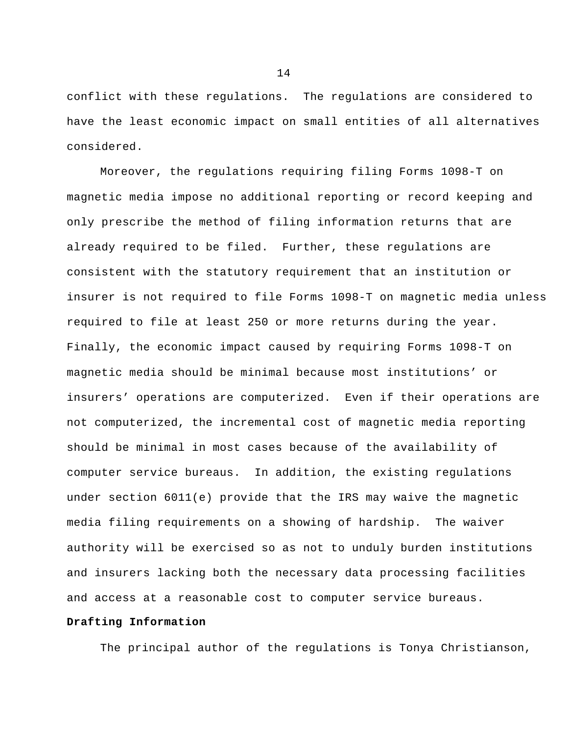conflict with these regulations. The regulations are considered to have the least economic impact on small entities of all alternatives considered.

Moreover, the regulations requiring filing Forms 1098-T on magnetic media impose no additional reporting or record keeping and only prescribe the method of filing information returns that are already required to be filed. Further, these regulations are consistent with the statutory requirement that an institution or insurer is not required to file Forms 1098-T on magnetic media unless required to file at least 250 or more returns during the year. Finally, the economic impact caused by requiring Forms 1098-T on magnetic media should be minimal because most institutions' or insurers' operations are computerized. Even if their operations are not computerized, the incremental cost of magnetic media reporting should be minimal in most cases because of the availability of computer service bureaus. In addition, the existing regulations under section 6011(e) provide that the IRS may waive the magnetic media filing requirements on a showing of hardship. The waiver authority will be exercised so as not to unduly burden institutions and insurers lacking both the necessary data processing facilities and access at a reasonable cost to computer service bureaus.

**Drafting Information**

The principal author of the regulations is Tonya Christianson,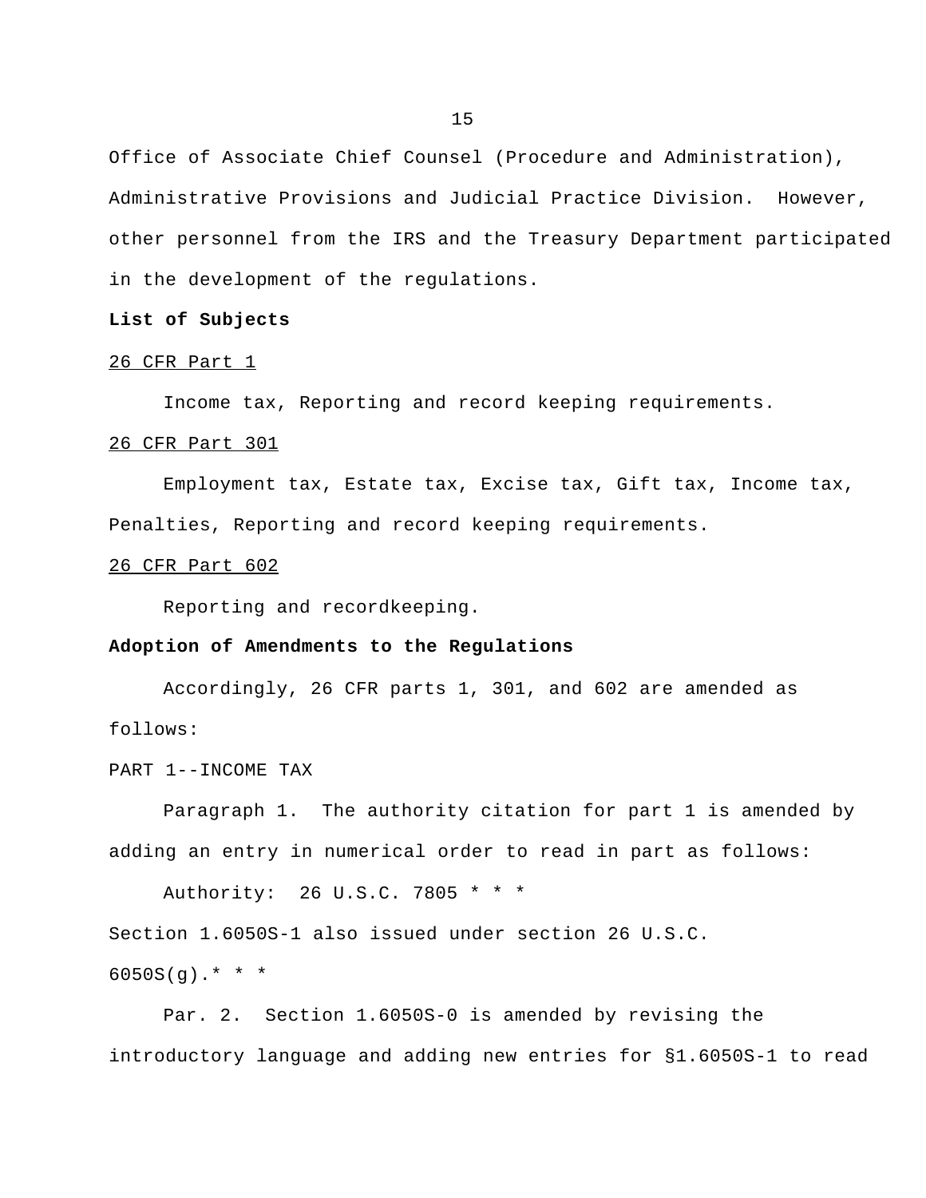Office of Associate Chief Counsel (Procedure and Administration), Administrative Provisions and Judicial Practice Division. However, other personnel from the IRS and the Treasury Department participated in the development of the regulations.

**List of Subjects**

26 CFR Part 1

Income tax, Reporting and record keeping requirements.

26 CFR Part 301

Employment tax, Estate tax, Excise tax, Gift tax, Income tax, Penalties, Reporting and record keeping requirements.

26 CFR Part 602

Reporting and recordkeeping.

**Adoption of Amendments to the Regulations**

Accordingly, 26 CFR parts 1, 301, and 602 are amended as follows:

PART 1--INCOME TAX

Paragraph 1. The authority citation for part 1 is amended by adding an entry in numerical order to read in part as follows:

Authority: 26 U.S.C. 7805 * * *

Section 1.6050S-1 also issued under section 26 U.S.C. 6050S(g).* * *

Par. 2. Section 1.6050S-0 is amended by revising the introductory language and adding new entries for §1.6050S-1 to read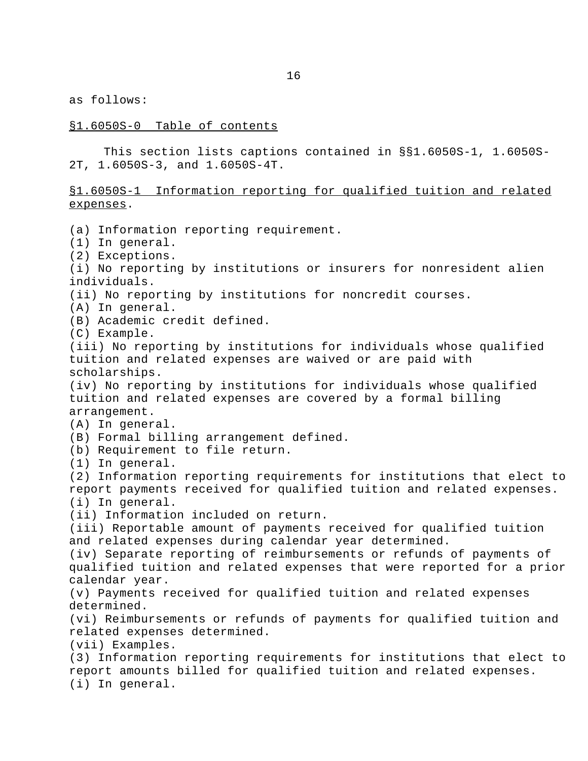as follows:

<u>§1.6050S-0 Table of contents</u>

This section lists captions contained in §§1.6050S-1, 1.6050S-2T, 1.6050S-3, and 1.6050S-4T.

<u>§1.6050S-1 Information reporting for qualified tuition and related expenses</u>.

(a) Information reporting requirement.
(1) In general.
(2) Exceptions.
(i) No reporting by institutions or insurers for nonresident alien individuals.
(ii) No reporting by institutions for noncredit courses.
(A) In general.
(B) Academic credit defined.
(C) Example.
(iii) No reporting by institutions for individuals whose qualified tuition and related expenses are waived or are paid with scholarships.
(iv) No reporting by institutions for individuals whose qualified tuition and related expenses are covered by a formal billing arrangement.
(A) In general.
(B) Formal billing arrangement defined.
(b) Requirement to file return.
(1) In general.
(2) Information reporting requirements for institutions that elect to report payments received for qualified tuition and related expenses.
(i) In general.
(ii) Information included on return.
(iii) Reportable amount of payments received for qualified tuition and related expenses during calendar year determined.
(iv) Separate reporting of reimbursements or refunds of payments of qualified tuition and related expenses that were reported for a prior calendar year.
(v) Payments received for qualified tuition and related expenses determined.
(vi) Reimbursements or refunds of payments for qualified tuition and related expenses determined.
(vii) Examples.
(3) Information reporting requirements for institutions that elect to report amounts billed for qualified tuition and related expenses.
(i) In general.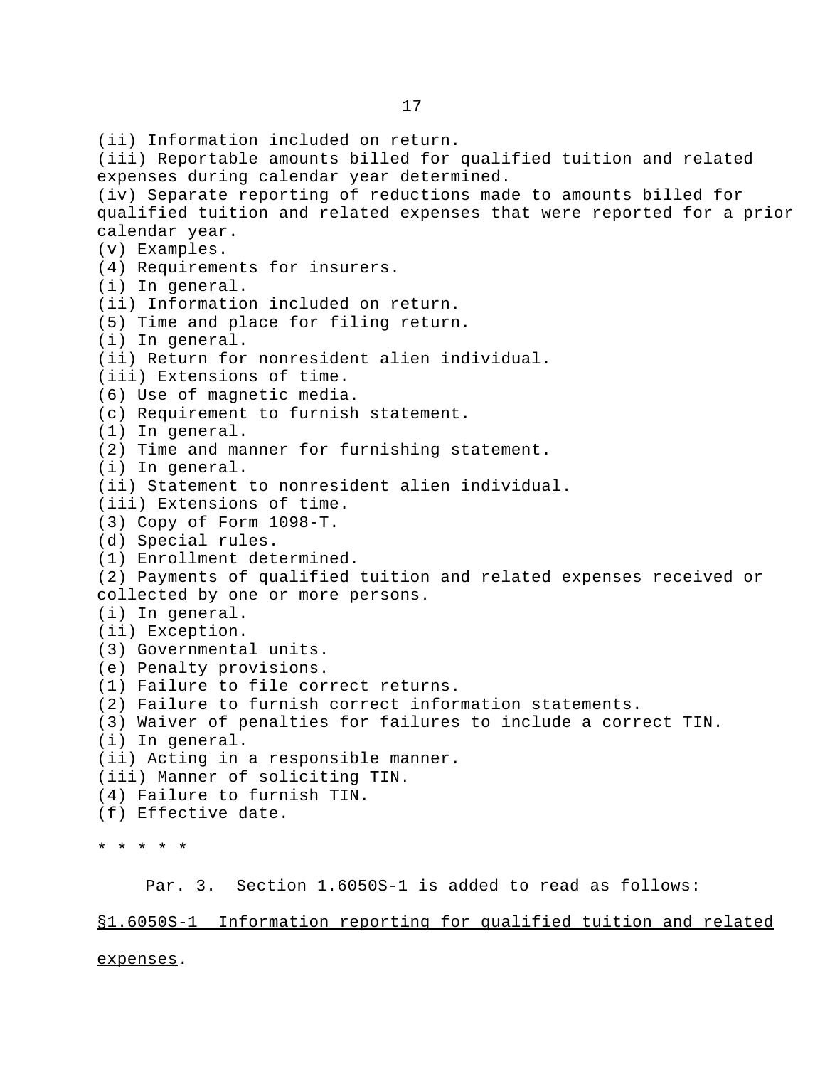(ii) Information included on return.
(iii) Reportable amounts billed for qualified tuition and related expenses during calendar year determined.
(iv) Separate reporting of reductions made to amounts billed for qualified tuition and related expenses that were reported for a prior calendar year.
(v) Examples.
(4) Requirements for insurers.
(i) In general.
(ii) Information included on return.
(5) Time and place for filing return.
(i) In general.
(ii) Return for nonresident alien individual.
(iii) Extensions of time.
(6) Use of magnetic media.
(c) Requirement to furnish statement.
(1) In general.
(2) Time and manner for furnishing statement.
(i) In general.
(ii) Statement to nonresident alien individual.
(iii) Extensions of time.
(3) Copy of Form 1098-T.
(d) Special rules.
(1) Enrollment determined.
(2) Payments of qualified tuition and related expenses received or collected by one or more persons.
(i) In general.
(ii) Exception.
(3) Governmental units.
(e) Penalty provisions.
(1) Failure to file correct returns.
(2) Failure to furnish correct information statements.
(3) Waiver of penalties for failures to include a correct TIN.
(i) In general.
(ii) Acting in a responsible manner.
(iii) Manner of soliciting TIN.
(4) Failure to furnish TIN.
(f) Effective date.

* * * * *

Par. 3. Section 1.6050S-1 is added to read as follows:

§1.6050S-1 Information reporting for qualified tuition and related expenses.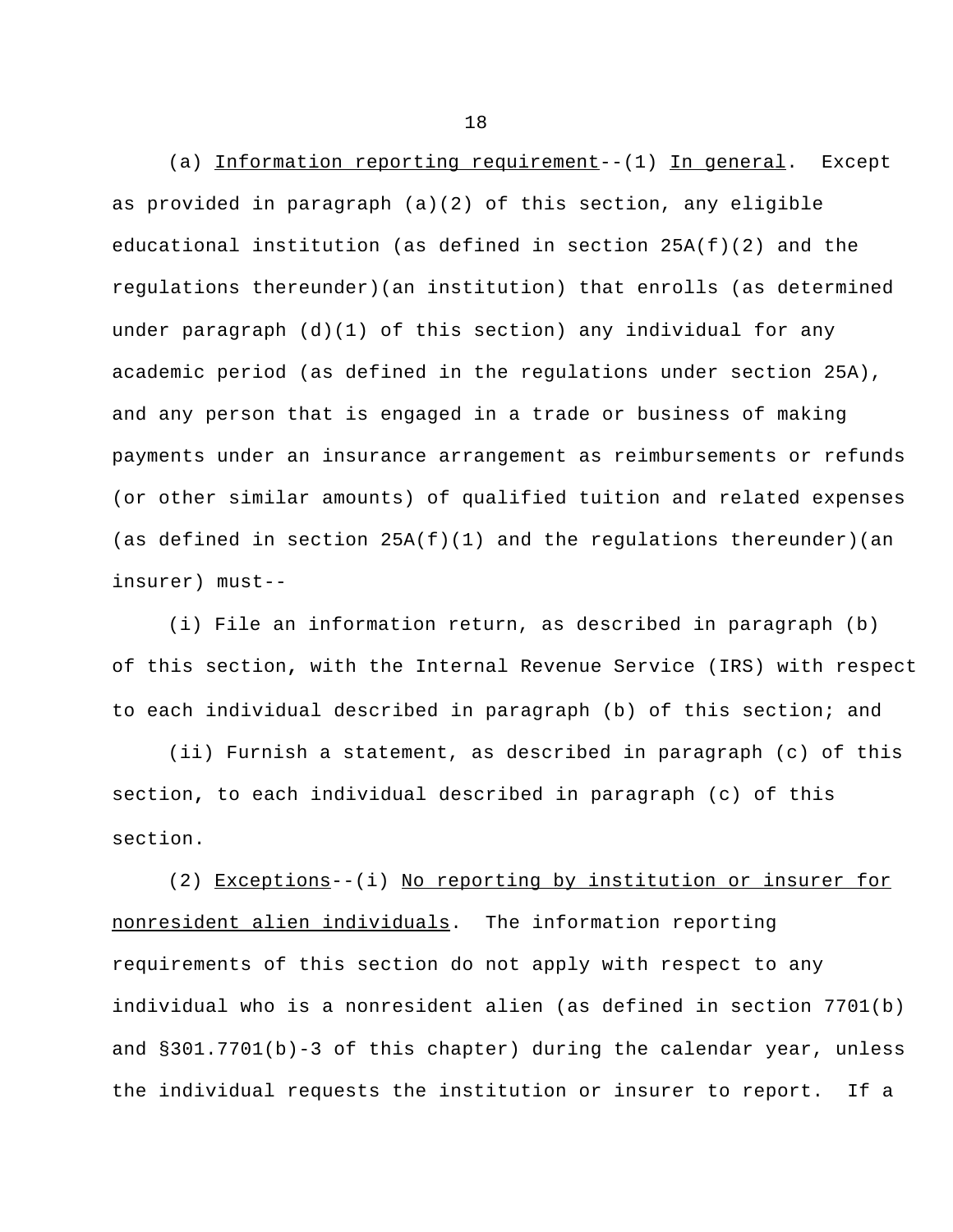(a) _Information reporting requirement_--(1) _In general_. Except as provided in paragraph (a)(2) of this section, any eligible educational institution (as defined in section 25A(f)(2) and the regulations thereunder)(an institution) that enrolls (as determined under paragraph (d)(1) of this section) any individual for any academic period (as defined in the regulations under section 25A), and any person that is engaged in a trade or business of making payments under an insurance arrangement as reimbursements or refunds (or other similar amounts) of qualified tuition and related expenses (as defined in section 25A(f)(1) and the regulations thereunder)(an insurer) must--

(i) File an information return, as described in paragraph (b) of this section, with the Internal Revenue Service (IRS) with respect to each individual described in paragraph (b) of this section; and

(ii) Furnish a statement, as described in paragraph (c) of this section, to each individual described in paragraph (c) of this section.

(2) _Exceptions_--(i) _No reporting by institution or insurer for nonresident alien individuals_. The information reporting requirements of this section do not apply with respect to any individual who is a nonresident alien (as defined in section 7701(b) and §301.7701(b)-3 of this chapter) during the calendar year, unless the individual requests the institution or insurer to report. If a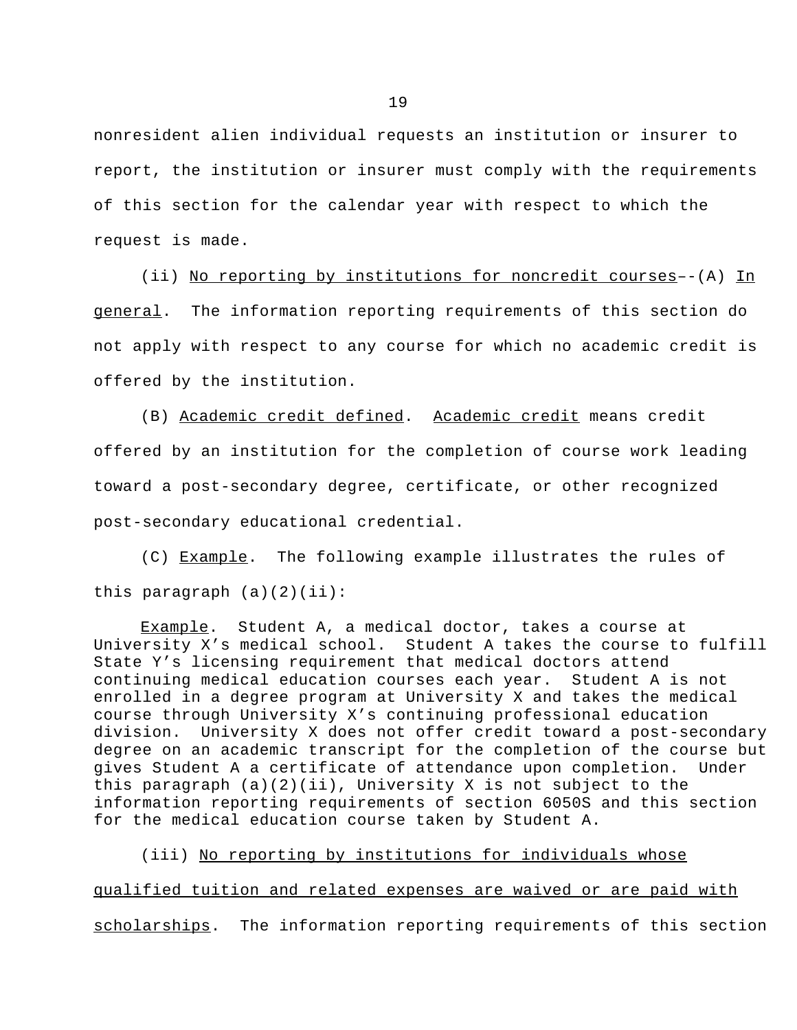nonresident alien individual requests an institution or insurer to report, the institution or insurer must comply with the requirements of this section for the calendar year with respect to which the request is made.

(ii) _No reporting by institutions for noncredit courses_--(A) _In general_. The information reporting requirements of this section do not apply with respect to any course for which no academic credit is offered by the institution.

(B) _Academic credit defined_. _Academic credit_ means credit offered by an institution for the completion of course work leading toward a post-secondary degree, certificate, or other recognized post-secondary educational credential.

(C) _Example_. The following example illustrates the rules of this paragraph (a)(2)(ii):

_Example_. Student A, a medical doctor, takes a course at University X's medical school. Student A takes the course to fulfill State Y's licensing requirement that medical doctors attend continuing medical education courses each year. Student A is not enrolled in a degree program at University X and takes the medical course through University X's continuing professional education division. University X does not offer credit toward a post-secondary degree on an academic transcript for the completion of the course but gives Student A a certificate of attendance upon completion. Under this paragraph (a)(2)(ii), University X is not subject to the information reporting requirements of section 6050S and this section for the medical education course taken by Student A.

(iii) _No reporting by institutions for individuals whose qualified tuition and related expenses are waived or are paid with scholarships_. The information reporting requirements of this section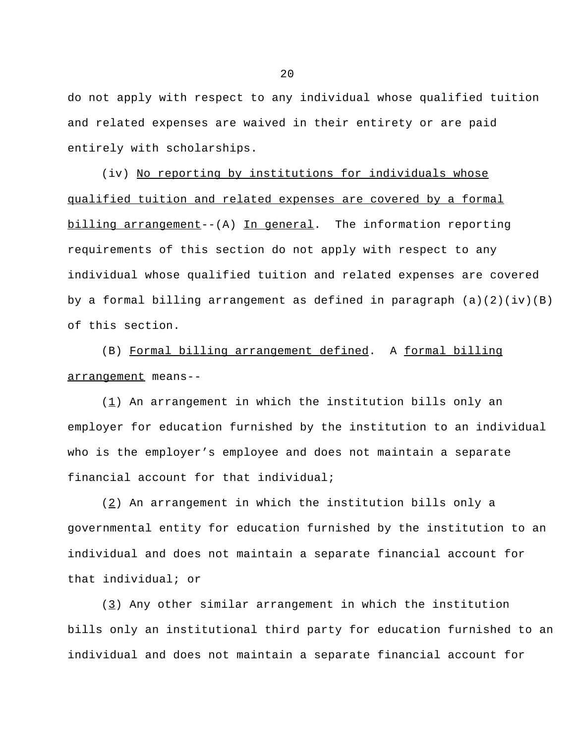do not apply with respect to any individual whose qualified tuition and related expenses are waived in their entirety or are paid entirely with scholarships.

(iv) _No reporting by institutions for individuals whose qualified tuition and related expenses are covered by a formal billing arrangement_--(A) _In general_. The information reporting requirements of this section do not apply with respect to any individual whose qualified tuition and related expenses are covered by a formal billing arrangement as defined in paragraph (a)(2)(iv)(B) of this section.

(B) _Formal billing arrangement defined_. A _formal billing arrangement_ means--

(_1_) An arrangement in which the institution bills only an employer for education furnished by the institution to an individual who is the employer's employee and does not maintain a separate financial account for that individual;

(_2_) An arrangement in which the institution bills only a governmental entity for education furnished by the institution to an individual and does not maintain a separate financial account for that individual; or

(_3_) Any other similar arrangement in which the institution bills only an institutional third party for education furnished to an individual and does not maintain a separate financial account for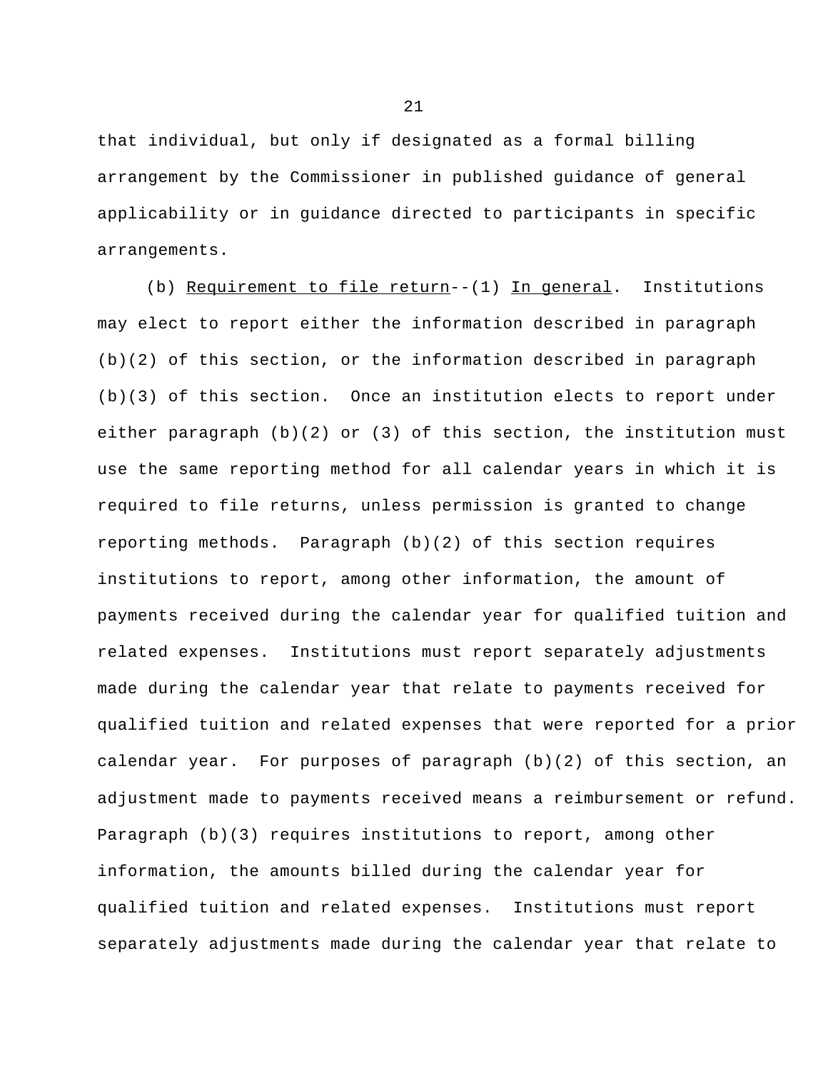that individual, but only if designated as a formal billing arrangement by the Commissioner in published guidance of general applicability or in guidance directed to participants in specific arrangements.

(b) Requirement to file return--(1) In general. Institutions may elect to report either the information described in paragraph (b)(2) of this section, or the information described in paragraph (b)(3) of this section. Once an institution elects to report under either paragraph (b)(2) or (3) of this section, the institution must use the same reporting method for all calendar years in which it is required to file returns, unless permission is granted to change reporting methods. Paragraph (b)(2) of this section requires institutions to report, among other information, the amount of payments received during the calendar year for qualified tuition and related expenses. Institutions must report separately adjustments made during the calendar year that relate to payments received for qualified tuition and related expenses that were reported for a prior calendar year. For purposes of paragraph (b)(2) of this section, an adjustment made to payments received means a reimbursement or refund. Paragraph (b)(3) requires institutions to report, among other information, the amounts billed during the calendar year for qualified tuition and related expenses. Institutions must report separately adjustments made during the calendar year that relate to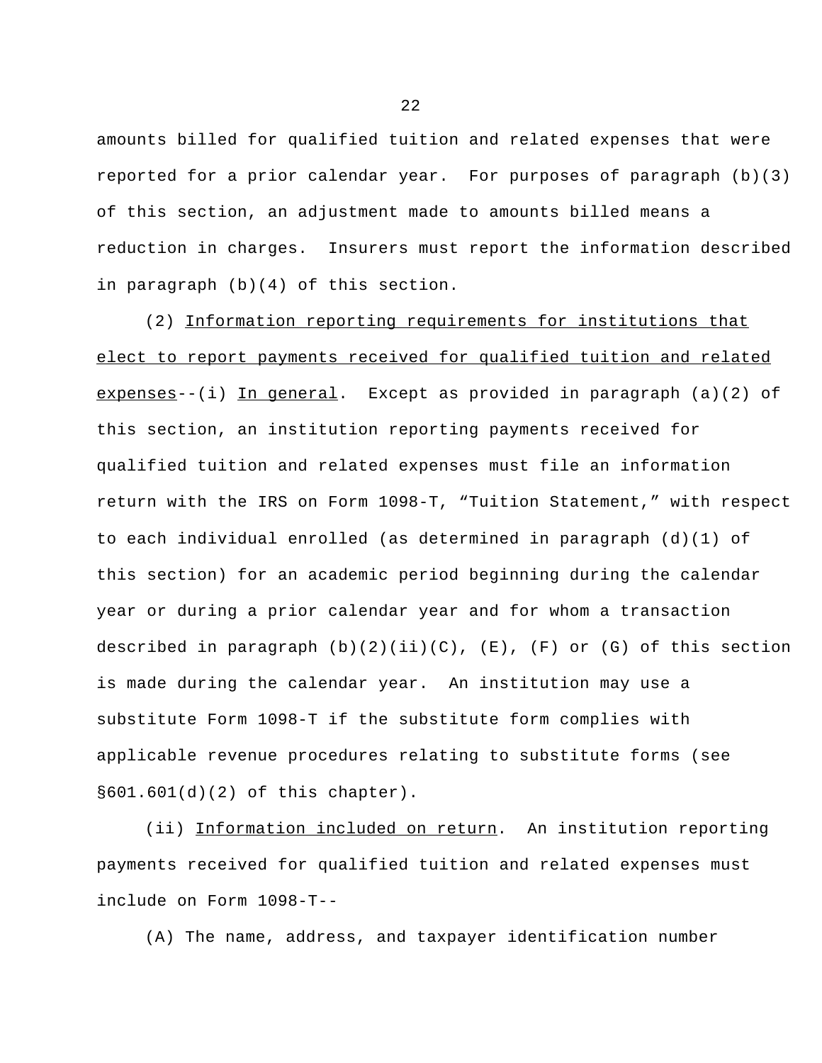amounts billed for qualified tuition and related expenses that were reported for a prior calendar year. For purposes of paragraph (b)(3) of this section, an adjustment made to amounts billed means a reduction in charges. Insurers must report the information described in paragraph (b)(4) of this section.

(2) Information reporting requirements for institutions that elect to report payments received for qualified tuition and related expenses--(i) In general. Except as provided in paragraph (a)(2) of this section, an institution reporting payments received for qualified tuition and related expenses must file an information return with the IRS on Form 1098-T, “Tuition Statement,” with respect to each individual enrolled (as determined in paragraph (d)(1) of this section) for an academic period beginning during the calendar year or during a prior calendar year and for whom a transaction described in paragraph (b)(2)(ii)(C), (E), (F) or (G) of this section is made during the calendar year. An institution may use a substitute Form 1098-T if the substitute form complies with applicable revenue procedures relating to substitute forms (see §601.601(d)(2) of this chapter).

(ii) Information included on return. An institution reporting payments received for qualified tuition and related expenses must include on Form 1098-T--

(A) The name, address, and taxpayer identification number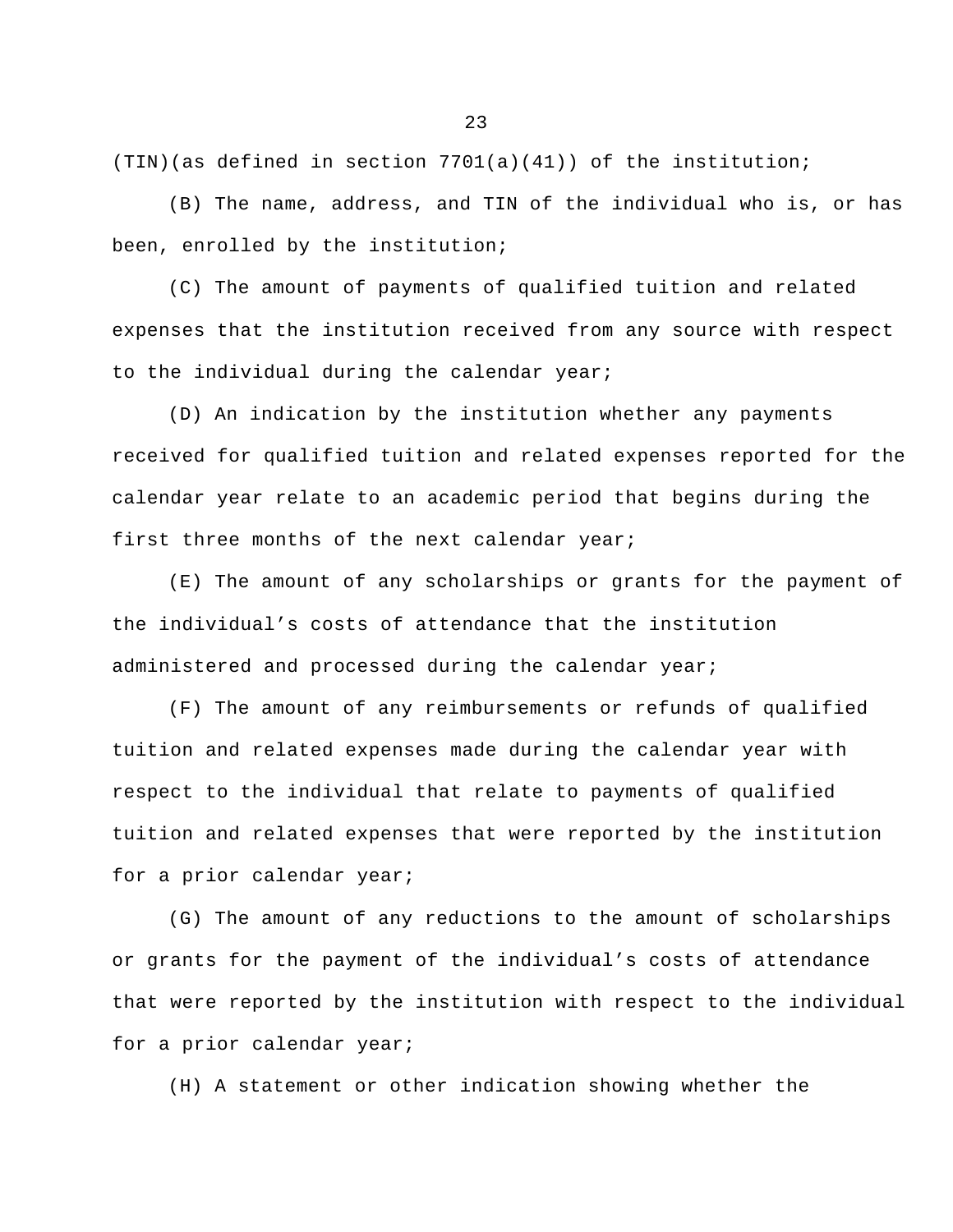(TIN)(as defined in section 7701(a)(41)) of the institution;

(B) The name, address, and TIN of the individual who is, or has been, enrolled by the institution;

(C) The amount of payments of qualified tuition and related expenses that the institution received from any source with respect to the individual during the calendar year;

(D) An indication by the institution whether any payments received for qualified tuition and related expenses reported for the calendar year relate to an academic period that begins during the first three months of the next calendar year;

(E) The amount of any scholarships or grants for the payment of the individual's costs of attendance that the institution administered and processed during the calendar year;

(F) The amount of any reimbursements or refunds of qualified tuition and related expenses made during the calendar year with respect to the individual that relate to payments of qualified tuition and related expenses that were reported by the institution for a prior calendar year;

(G) The amount of any reductions to the amount of scholarships or grants for the payment of the individual's costs of attendance that were reported by the institution with respect to the individual for a prior calendar year;

(H) A statement or other indication showing whether the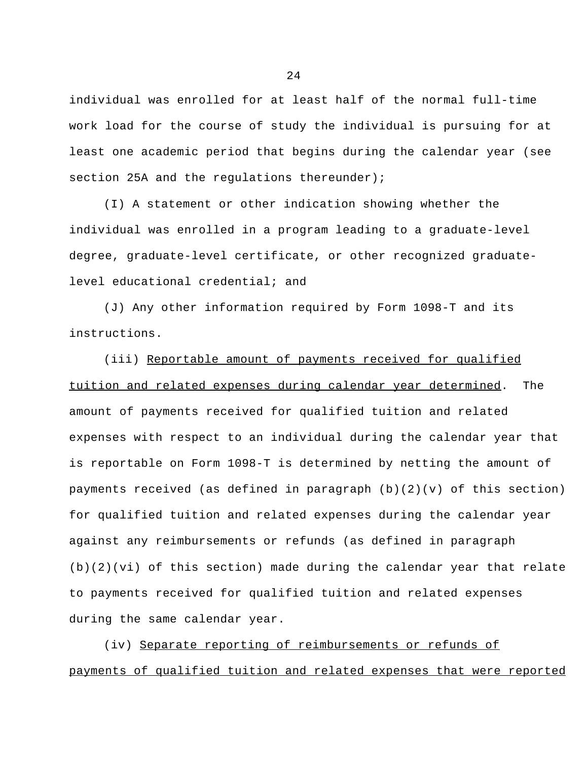individual was enrolled for at least half of the normal full-time work load for the course of study the individual is pursuing for at least one academic period that begins during the calendar year (see section 25A and the regulations thereunder);

(I) A statement or other indication showing whether the individual was enrolled in a program leading to a graduate-level degree, graduate-level certificate, or other recognized graduate-level educational credential; and

(J) Any other information required by Form 1098-T and its instructions.

(iii) <u>Reportable amount of payments received for qualified tuition and related expenses during calendar year determined</u>. The amount of payments received for qualified tuition and related expenses with respect to an individual during the calendar year that is reportable on Form 1098-T is determined by netting the amount of payments received (as defined in paragraph (b)(2)(v) of this section) for qualified tuition and related expenses during the calendar year against any reimbursements or refunds (as defined in paragraph (b)(2)(vi) of this section) made during the calendar year that relate to payments received for qualified tuition and related expenses during the same calendar year.

(iv) <u>Separate reporting of reimbursements or refunds of payments of qualified tuition and related expenses that were reported</u>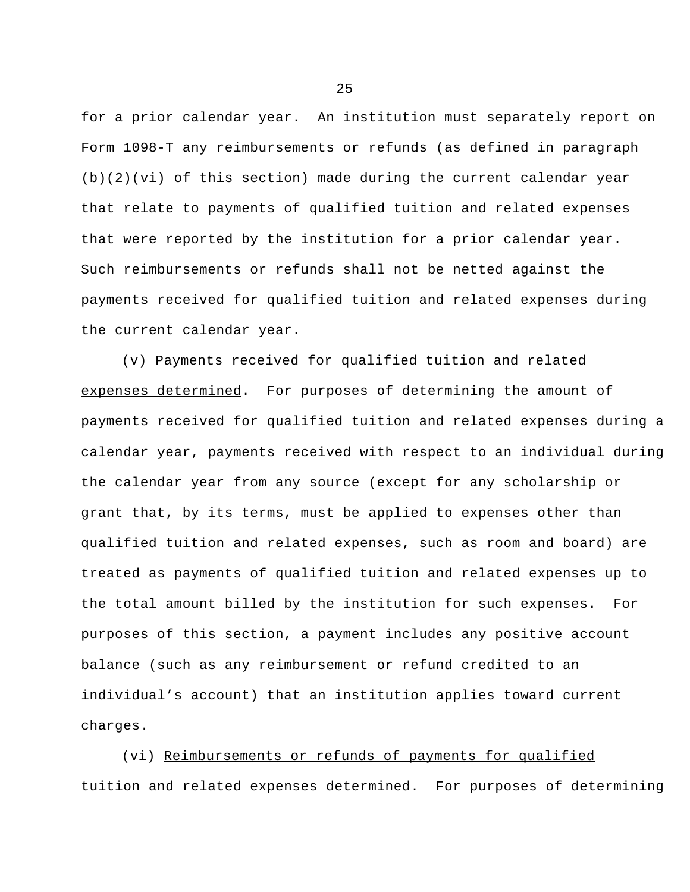for a prior calendar year. An institution must separately report on Form 1098-T any reimbursements or refunds (as defined in paragraph (b)(2)(vi) of this section) made during the current calendar year that relate to payments of qualified tuition and related expenses that were reported by the institution for a prior calendar year. Such reimbursements or refunds shall not be netted against the payments received for qualified tuition and related expenses during the current calendar year.

(v) Payments received for qualified tuition and related expenses determined. For purposes of determining the amount of payments received for qualified tuition and related expenses during a calendar year, payments received with respect to an individual during the calendar year from any source (except for any scholarship or grant that, by its terms, must be applied to expenses other than qualified tuition and related expenses, such as room and board) are treated as payments of qualified tuition and related expenses up to the total amount billed by the institution for such expenses. For purposes of this section, a payment includes any positive account balance (such as any reimbursement or refund credited to an individual's account) that an institution applies toward current charges.

(vi) Reimbursements or refunds of payments for qualified tuition and related expenses determined. For purposes of determining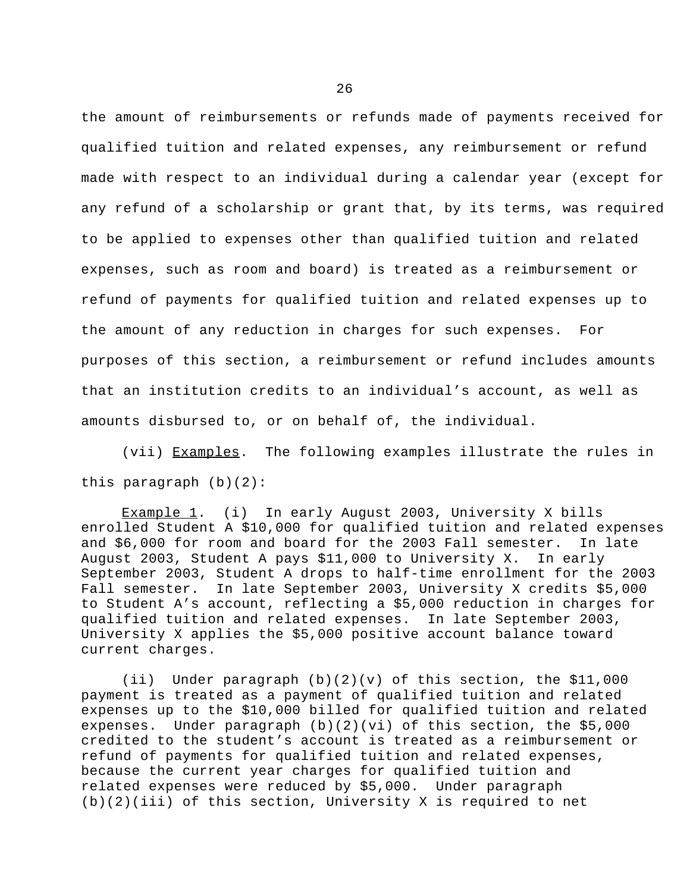the amount of reimbursements or refunds made of payments received for qualified tuition and related expenses, any reimbursement or refund made with respect to an individual during a calendar year (except for any refund of a scholarship or grant that, by its terms, was required to be applied to expenses other than qualified tuition and related expenses, such as room and board) is treated as a reimbursement or refund of payments for qualified tuition and related expenses up to the amount of any reduction in charges for such expenses. For purposes of this section, a reimbursement or refund includes amounts that an institution credits to an individual's account, as well as amounts disbursed to, or on behalf of, the individual.

(vii) Examples. The following examples illustrate the rules in this paragraph (b)(2):

Example 1. (i) In early August 2003, University X bills enrolled Student A \$10,000 for qualified tuition and related expenses and \$6,000 for room and board for the 2003 Fall semester. In late August 2003, Student A pays \$11,000 to University X. In early September 2003, Student A drops to half-time enrollment for the 2003 Fall semester. In late September 2003, University X credits \$5,000 to Student A's account, reflecting a \$5,000 reduction in charges for qualified tuition and related expenses. In late September 2003, University X applies the \$5,000 positive account balance toward current charges.

(ii) Under paragraph (b)(2)(v) of this section, the \$11,000 payment is treated as a payment of qualified tuition and related expenses up to the \$10,000 billed for qualified tuition and related expenses. Under paragraph (b)(2)(vi) of this section, the \$5,000 credited to the student's account is treated as a reimbursement or refund of payments for qualified tuition and related expenses, because the current year charges for qualified tuition and related expenses were reduced by \$5,000. Under paragraph (b)(2)(iii) of this section, University X is required to net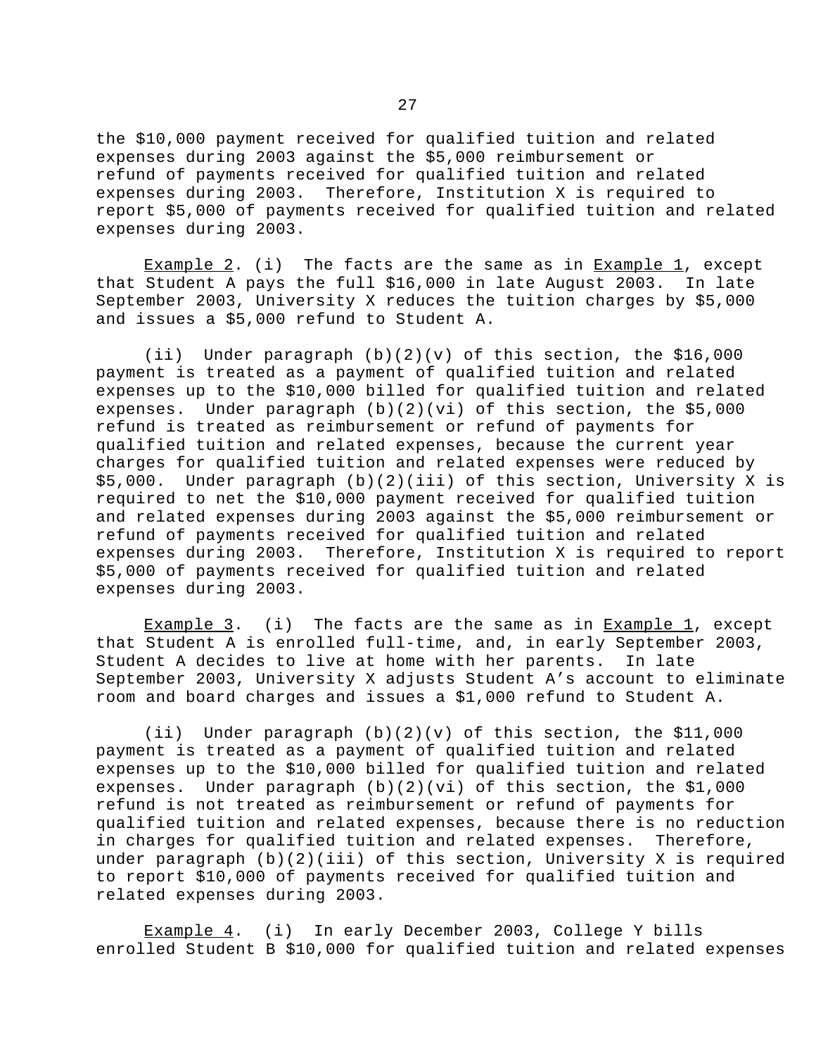the $10,000 payment received for qualified tuition and related expenses during 2003 against the $5,000 reimbursement or refund of payments received for qualified tuition and related expenses during 2003. Therefore, Institution X is required to report $5,000 of payments received for qualified tuition and related expenses during 2003.

<u>Example 2</u>. (i) The facts are the same as in <u>Example 1</u>, except that Student A pays the full $16,000 in late August 2003. In late September 2003, University X reduces the tuition charges by $5,000 and issues a $5,000 refund to Student A.

(ii) Under paragraph (b)(2)(v) of this section, the $16,000 payment is treated as a payment of qualified tuition and related expenses up to the $10,000 billed for qualified tuition and related expenses. Under paragraph (b)(2)(vi) of this section, the $5,000 refund is treated as reimbursement or refund of payments for qualified tuition and related expenses, because the current year charges for qualified tuition and related expenses were reduced by $5,000. Under paragraph (b)(2)(iii) of this section, University X is required to net the $10,000 payment received for qualified tuition and related expenses during 2003 against the $5,000 reimbursement or refund of payments received for qualified tuition and related expenses during 2003. Therefore, Institution X is required to report $5,000 of payments received for qualified tuition and related expenses during 2003.

<u>Example 3</u>. (i) The facts are the same as in <u>Example 1</u>, except that Student A is enrolled full-time, and, in early September 2003, Student A decides to live at home with her parents. In late September 2003, University X adjusts Student A's account to eliminate room and board charges and issues a $1,000 refund to Student A.

(ii) Under paragraph (b)(2)(v) of this section, the $11,000 payment is treated as a payment of qualified tuition and related expenses up to the $10,000 billed for qualified tuition and related expenses. Under paragraph (b)(2)(vi) of this section, the $1,000 refund is not treated as reimbursement or refund of payments for qualified tuition and related expenses, because there is no reduction in charges for qualified tuition and related expenses. Therefore, under paragraph (b)(2)(iii) of this section, University X is required to report $10,000 of payments received for qualified tuition and related expenses during 2003.

<u>Example 4</u>. (i) In early December 2003, College Y bills enrolled Student B $10,000 for qualified tuition and related expenses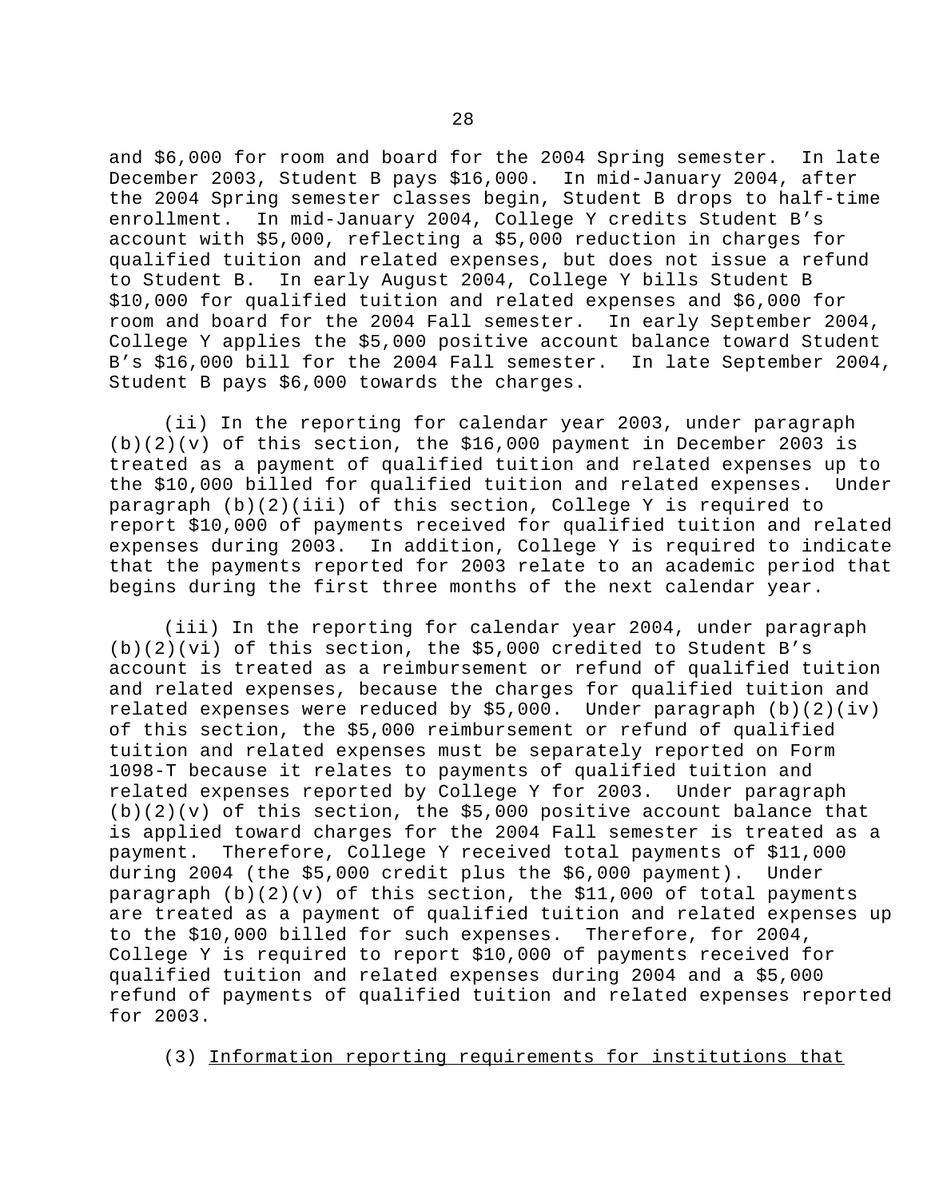and $6,000 for room and board for the 2004 Spring semester. In late December 2003, Student B pays $16,000. In mid-January 2004, after the 2004 Spring semester classes begin, Student B drops to half-time enrollment. In mid-January 2004, College Y credits Student B's account with $5,000, reflecting a $5,000 reduction in charges for qualified tuition and related expenses, but does not issue a refund to Student B. In early August 2004, College Y bills Student B $10,000 for qualified tuition and related expenses and $6,000 for room and board for the 2004 Fall semester. In early September 2004, College Y applies the $5,000 positive account balance toward Student B's $16,000 bill for the 2004 Fall semester. In late September 2004, Student B pays $6,000 towards the charges.

(ii) In the reporting for calendar year 2003, under paragraph (b)(2)(v) of this section, the $16,000 payment in December 2003 is treated as a payment of qualified tuition and related expenses up to the $10,000 billed for qualified tuition and related expenses. Under paragraph (b)(2)(iii) of this section, College Y is required to report $10,000 of payments received for qualified tuition and related expenses during 2003. In addition, College Y is required to indicate that the payments reported for 2003 relate to an academic period that begins during the first three months of the next calendar year.

(iii) In the reporting for calendar year 2004, under paragraph (b)(2)(vi) of this section, the $5,000 credited to Student B's account is treated as a reimbursement or refund of qualified tuition and related expenses, because the charges for qualified tuition and related expenses were reduced by $5,000. Under paragraph (b)(2)(iv) of this section, the $5,000 reimbursement or refund of qualified tuition and related expenses must be separately reported on Form 1098-T because it relates to payments of qualified tuition and related expenses reported by College Y for 2003. Under paragraph (b)(2)(v) of this section, the $5,000 positive account balance that is applied toward charges for the 2004 Fall semester is treated as a payment. Therefore, College Y received total payments of $11,000 during 2004 (the $5,000 credit plus the $6,000 payment). Under paragraph (b)(2)(v) of this section, the $11,000 of total payments are treated as a payment of qualified tuition and related expenses up to the $10,000 billed for such expenses. Therefore, for 2004, College Y is required to report $10,000 of payments received for qualified tuition and related expenses during 2004 and a $5,000 refund of payments of qualified tuition and related expenses reported for 2003.

(3) <u>Information reporting requirements for institutions that</u>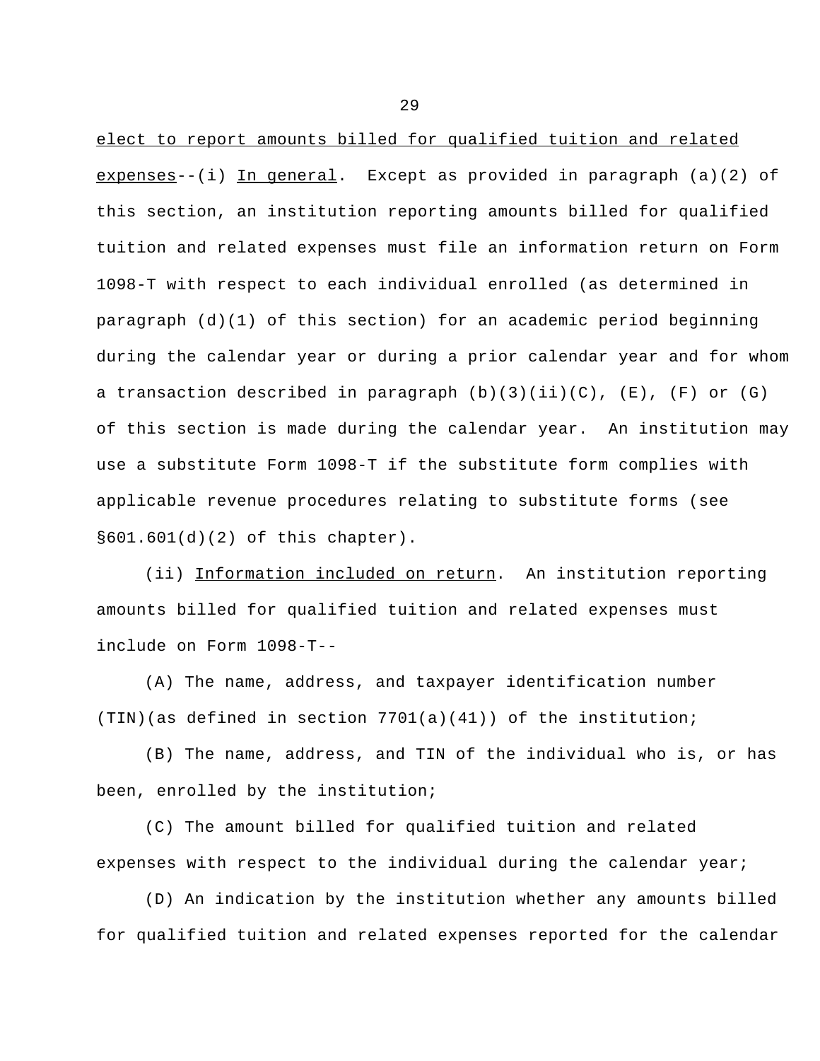elect to report amounts billed for qualified tuition and related expenses--(i) In general. Except as provided in paragraph (a)(2) of this section, an institution reporting amounts billed for qualified tuition and related expenses must file an information return on Form 1098-T with respect to each individual enrolled (as determined in paragraph (d)(1) of this section) for an academic period beginning during the calendar year or during a prior calendar year and for whom a transaction described in paragraph (b)(3)(ii)(C), (E), (F) or (G) of this section is made during the calendar year. An institution may use a substitute Form 1098-T if the substitute form complies with applicable revenue procedures relating to substitute forms (see §601.601(d)(2) of this chapter).

(ii) Information included on return. An institution reporting amounts billed for qualified tuition and related expenses must include on Form 1098-T--

(A) The name, address, and taxpayer identification number (TIN)(as defined in section 7701(a)(41)) of the institution;

(B) The name, address, and TIN of the individual who is, or has been, enrolled by the institution;

(C) The amount billed for qualified tuition and related expenses with respect to the individual during the calendar year;

(D) An indication by the institution whether any amounts billed for qualified tuition and related expenses reported for the calendar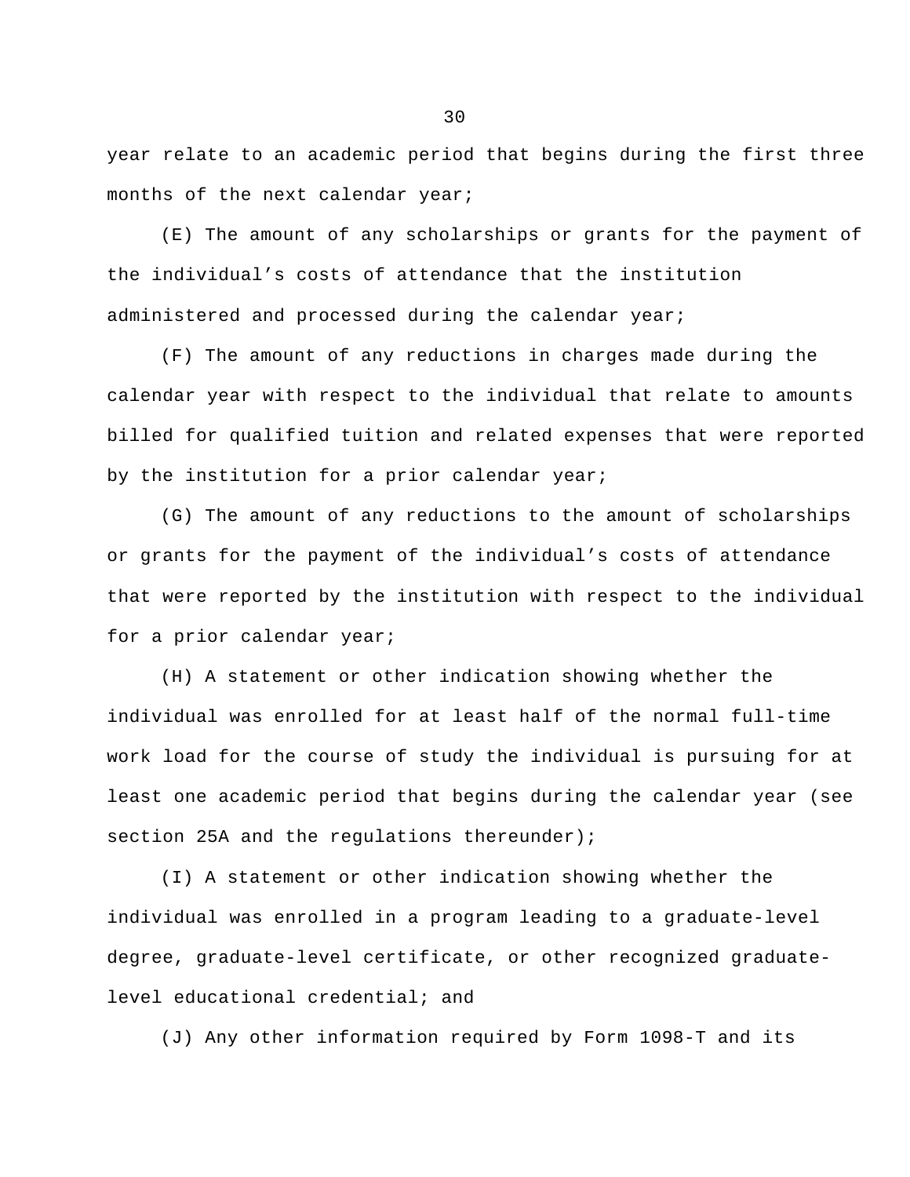year relate to an academic period that begins during the first three months of the next calendar year;

(E) The amount of any scholarships or grants for the payment of the individual's costs of attendance that the institution administered and processed during the calendar year;

(F) The amount of any reductions in charges made during the calendar year with respect to the individual that relate to amounts billed for qualified tuition and related expenses that were reported by the institution for a prior calendar year;

(G) The amount of any reductions to the amount of scholarships or grants for the payment of the individual's costs of attendance that were reported by the institution with respect to the individual for a prior calendar year;

(H) A statement or other indication showing whether the individual was enrolled for at least half of the normal full-time work load for the course of study the individual is pursuing for at least one academic period that begins during the calendar year (see section 25A and the regulations thereunder);

(I) A statement or other indication showing whether the individual was enrolled in a program leading to a graduate-level degree, graduate-level certificate, or other recognized graduate-level educational credential; and

(J) Any other information required by Form 1098-T and its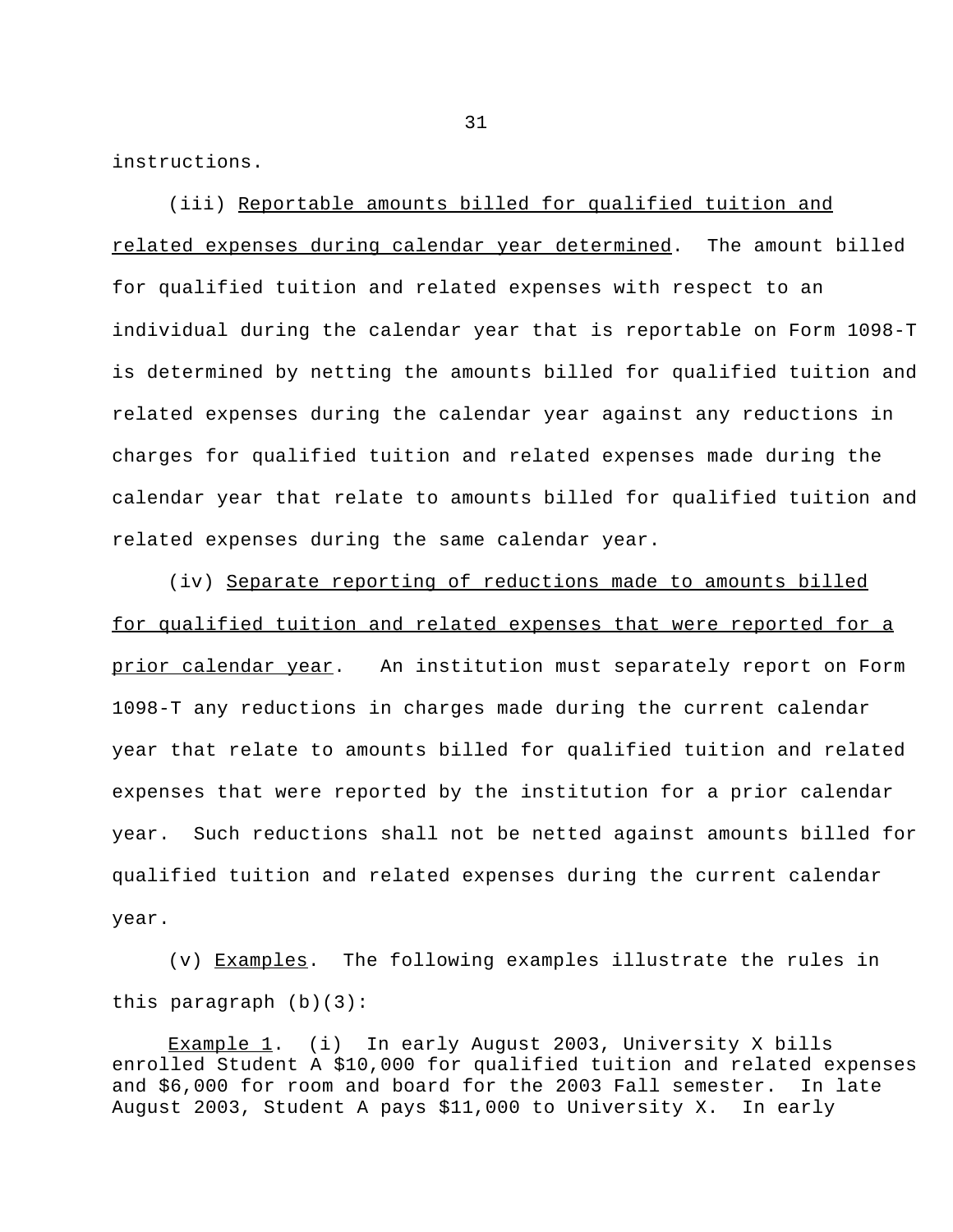instructions.

(iii) Reportable amounts billed for qualified tuition and related expenses during calendar year determined. The amount billed for qualified tuition and related expenses with respect to an individual during the calendar year that is reportable on Form 1098-T is determined by netting the amounts billed for qualified tuition and related expenses during the calendar year against any reductions in charges for qualified tuition and related expenses made during the calendar year that relate to amounts billed for qualified tuition and related expenses during the same calendar year.

(iv) Separate reporting of reductions made to amounts billed for qualified tuition and related expenses that were reported for a prior calendar year. An institution must separately report on Form 1098-T any reductions in charges made during the current calendar year that relate to amounts billed for qualified tuition and related expenses that were reported by the institution for a prior calendar year. Such reductions shall not be netted against amounts billed for qualified tuition and related expenses during the current calendar year.

(v) Examples. The following examples illustrate the rules in this paragraph (b)(3):

Example 1. (i) In early August 2003, University X bills enrolled Student A $10,000 for qualified tuition and related expenses and $6,000 for room and board for the 2003 Fall semester. In late August 2003, Student A pays $11,000 to University X. In early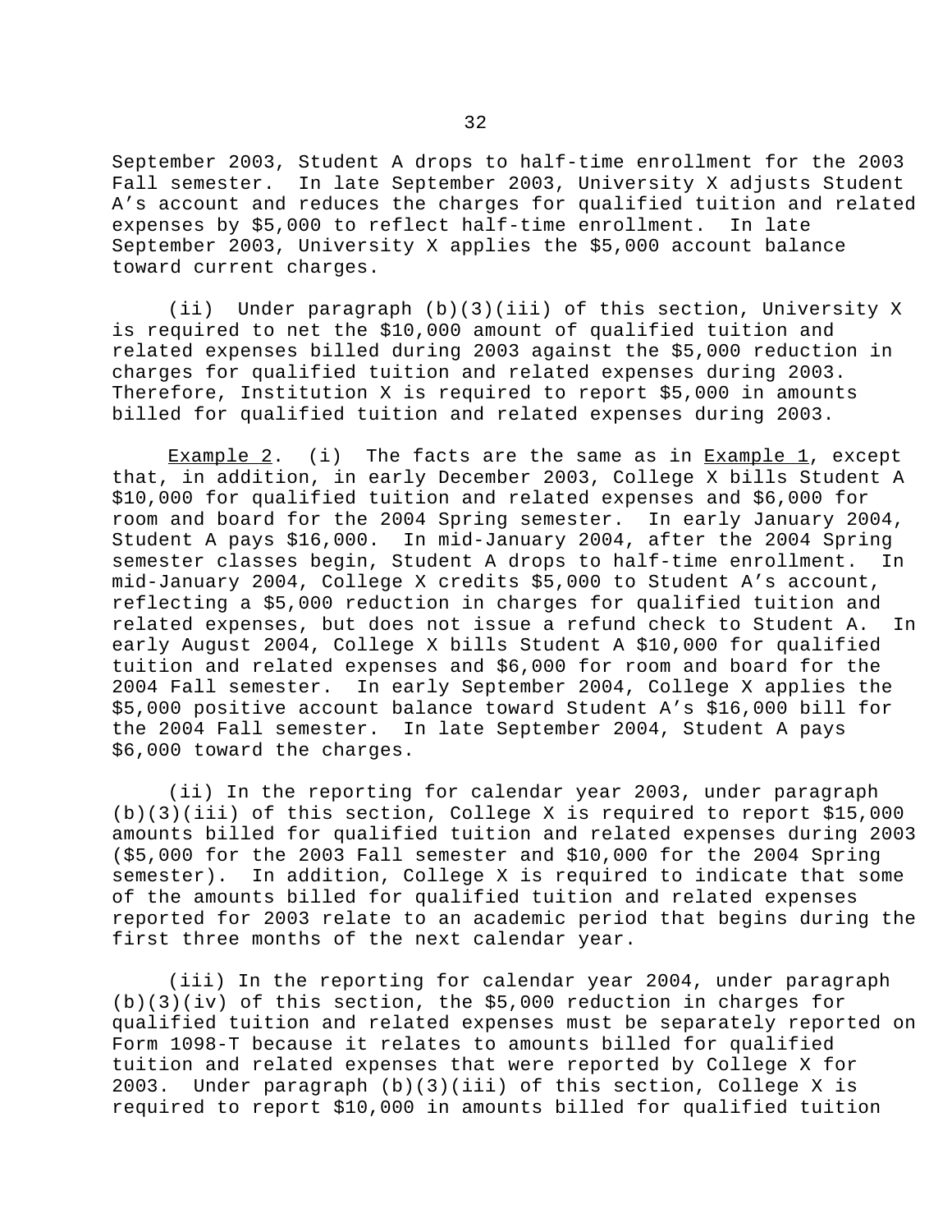September 2003, Student A drops to half-time enrollment for the 2003 Fall semester. In late September 2003, University X adjusts Student A's account and reduces the charges for qualified tuition and related expenses by $5,000 to reflect half-time enrollment. In late September 2003, University X applies the $5,000 account balance toward current charges.

(ii) Under paragraph (b)(3)(iii) of this section, University X is required to net the $10,000 amount of qualified tuition and related expenses billed during 2003 against the $5,000 reduction in charges for qualified tuition and related expenses during 2003. Therefore, Institution X is required to report $5,000 in amounts billed for qualified tuition and related expenses during 2003.

Example 2. (i) The facts are the same as in Example 1, except that, in addition, in early December 2003, College X bills Student A $10,000 for qualified tuition and related expenses and $6,000 for room and board for the 2004 Spring semester. In early January 2004, Student A pays $16,000. In mid-January 2004, after the 2004 Spring semester classes begin, Student A drops to half-time enrollment. In mid-January 2004, College X credits $5,000 to Student A's account, reflecting a $5,000 reduction in charges for qualified tuition and related expenses, but does not issue a refund check to Student A. In early August 2004, College X bills Student A $10,000 for qualified tuition and related expenses and $6,000 for room and board for the 2004 Fall semester. In early September 2004, College X applies the $5,000 positive account balance toward Student A's $16,000 bill for the 2004 Fall semester. In late September 2004, Student A pays $6,000 toward the charges.

(ii) In the reporting for calendar year 2003, under paragraph (b)(3)(iii) of this section, College X is required to report $15,000 amounts billed for qualified tuition and related expenses during 2003 ($5,000 for the 2003 Fall semester and $10,000 for the 2004 Spring semester). In addition, College X is required to indicate that some of the amounts billed for qualified tuition and related expenses reported for 2003 relate to an academic period that begins during the first three months of the next calendar year.

(iii) In the reporting for calendar year 2004, under paragraph (b)(3)(iv) of this section, the $5,000 reduction in charges for qualified tuition and related expenses must be separately reported on Form 1098-T because it relates to amounts billed for qualified tuition and related expenses that were reported by College X for 2003. Under paragraph (b)(3)(iii) of this section, College X is required to report $10,000 in amounts billed for qualified tuition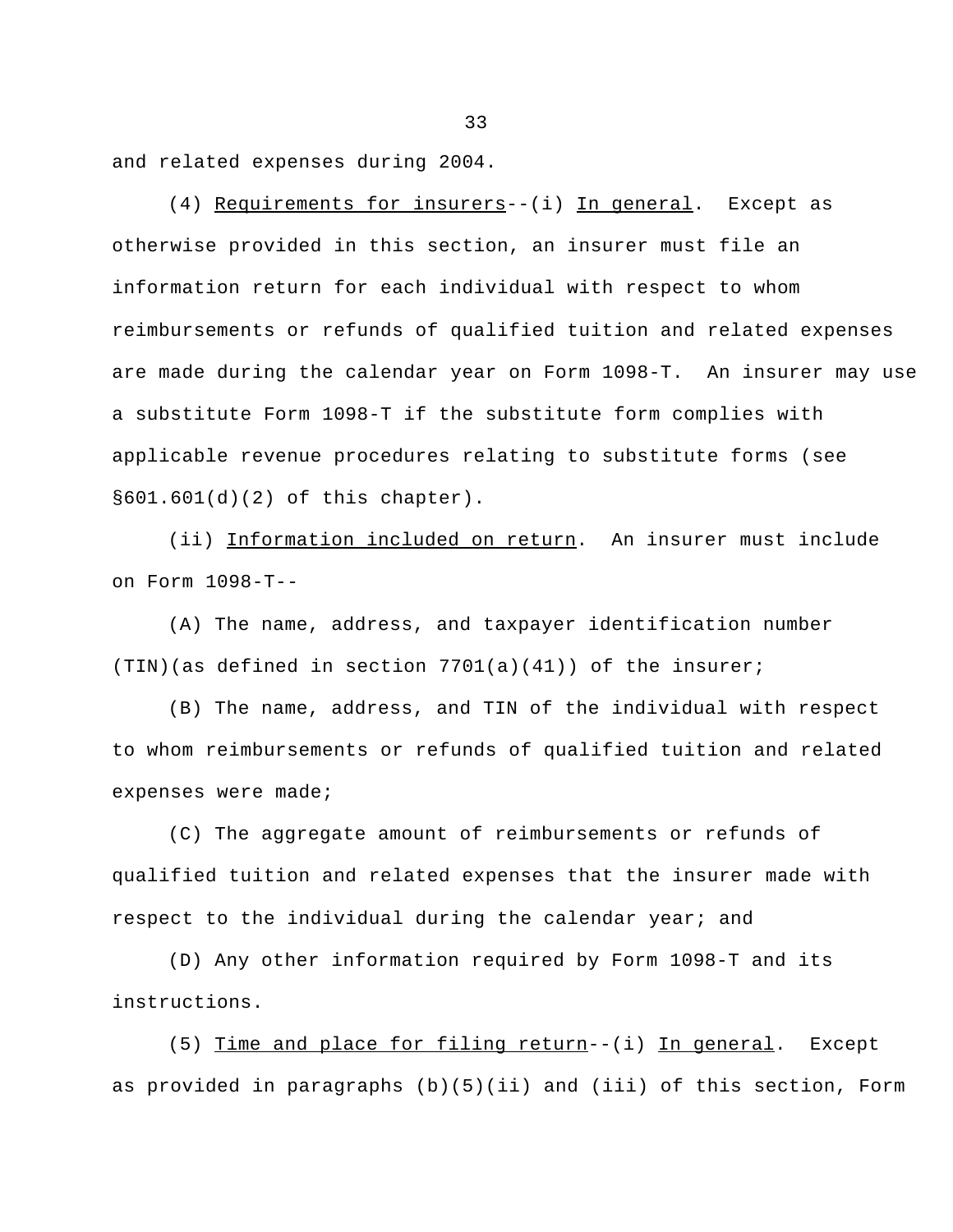and related expenses during 2004.

(4) <u>Requirements for insurers</u>--(i) <u>In general</u>. Except as otherwise provided in this section, an insurer must file an information return for each individual with respect to whom reimbursements or refunds of qualified tuition and related expenses are made during the calendar year on Form 1098-T. An insurer may use a substitute Form 1098-T if the substitute form complies with applicable revenue procedures relating to substitute forms (see §601.601(d)(2) of this chapter).

(ii) <u>Information included on return</u>. An insurer must include on Form 1098-T--

(A) The name, address, and taxpayer identification number (TIN)(as defined in section 7701(a)(41)) of the insurer;

(B) The name, address, and TIN of the individual with respect to whom reimbursements or refunds of qualified tuition and related expenses were made;

(C) The aggregate amount of reimbursements or refunds of qualified tuition and related expenses that the insurer made with respect to the individual during the calendar year; and

(D) Any other information required by Form 1098-T and its instructions.

(5) <u>Time and place for filing return</u>--(i) <u>In general</u>. Except as provided in paragraphs (b)(5)(ii) and (iii) of this section, Form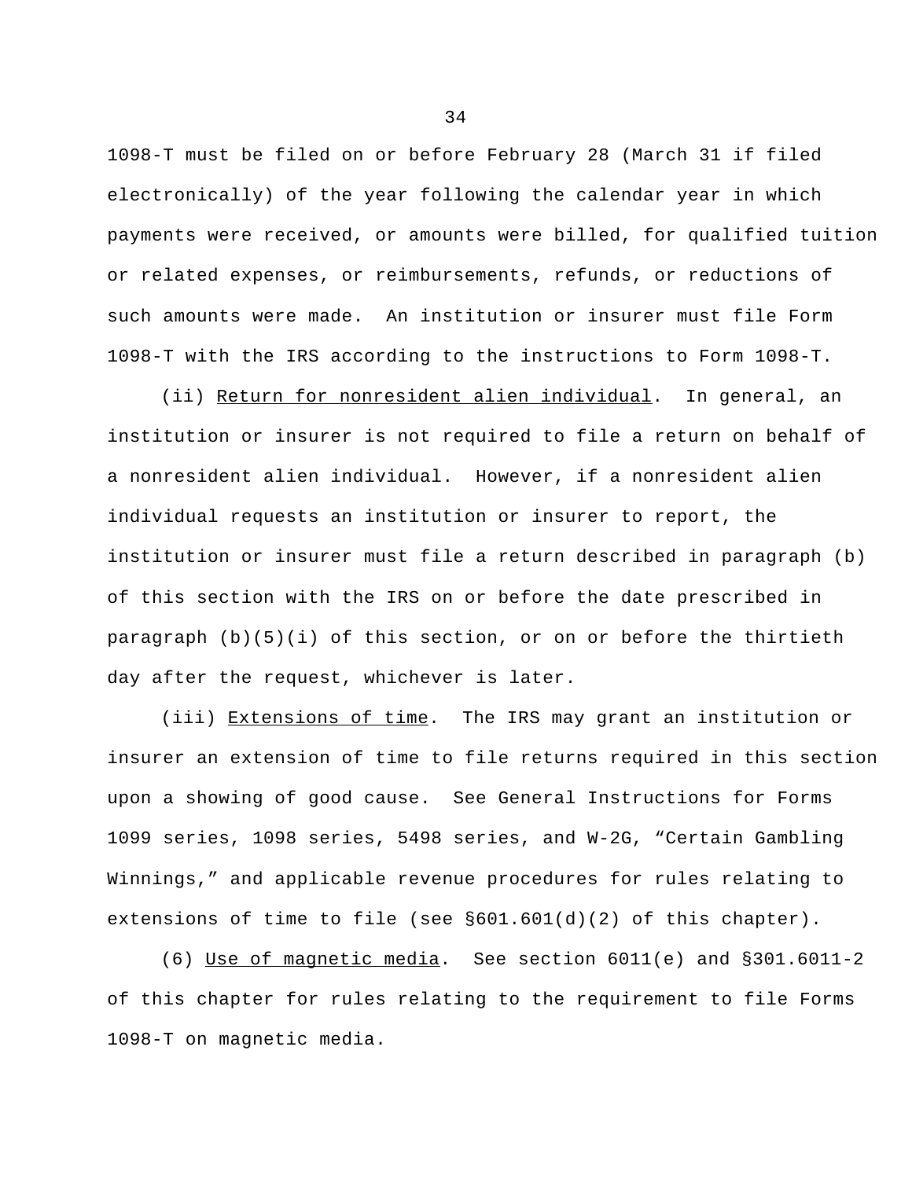1098-T must be filed on or before February 28 (March 31 if filed electronically) of the year following the calendar year in which payments were received, or amounts were billed, for qualified tuition or related expenses, or reimbursements, refunds, or reductions of such amounts were made. An institution or insurer must file Form 1098-T with the IRS according to the instructions to Form 1098-T.

(ii) Return for nonresident alien individual. In general, an institution or insurer is not required to file a return on behalf of a nonresident alien individual. However, if a nonresident alien individual requests an institution or insurer to report, the institution or insurer must file a return described in paragraph (b) of this section with the IRS on or before the date prescribed in paragraph (b)(5)(i) of this section, or on or before the thirtieth day after the request, whichever is later.

(iii) Extensions of time. The IRS may grant an institution or insurer an extension of time to file returns required in this section upon a showing of good cause. See General Instructions for Forms 1099 series, 1098 series, 5498 series, and W-2G, “Certain Gambling Winnings,” and applicable revenue procedures for rules relating to extensions of time to file (see §601.601(d)(2) of this chapter).

(6) Use of magnetic media. See section 6011(e) and §301.6011-2 of this chapter for rules relating to the requirement to file Forms 1098-T on magnetic media.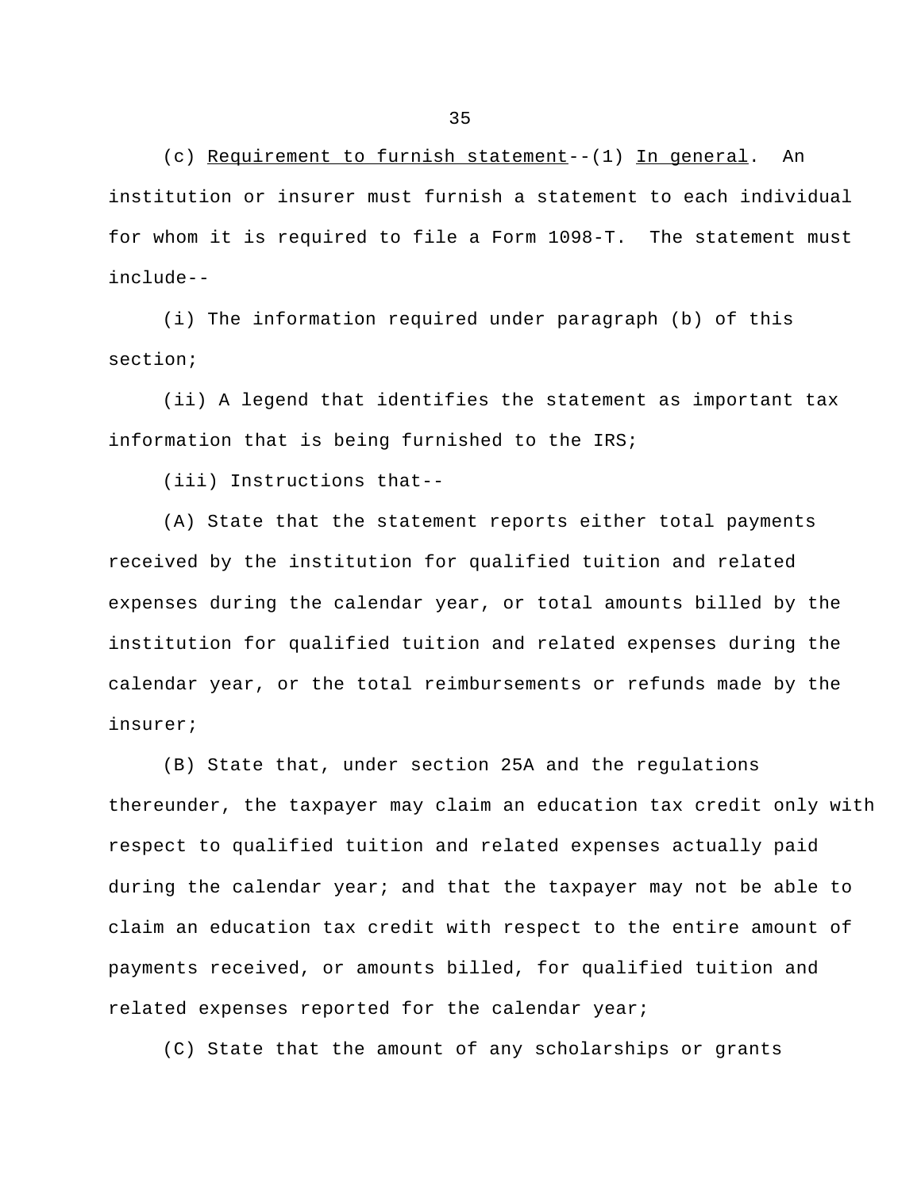(c) Requirement to furnish statement--(1) In general. An institution or insurer must furnish a statement to each individual for whom it is required to file a Form 1098-T. The statement must include--

(i) The information required under paragraph (b) of this section;

(ii) A legend that identifies the statement as important tax information that is being furnished to the IRS;

(iii) Instructions that--

(A) State that the statement reports either total payments received by the institution for qualified tuition and related expenses during the calendar year, or total amounts billed by the institution for qualified tuition and related expenses during the calendar year, or the total reimbursements or refunds made by the insurer;

(B) State that, under section 25A and the regulations thereunder, the taxpayer may claim an education tax credit only with respect to qualified tuition and related expenses actually paid during the calendar year; and that the taxpayer may not be able to claim an education tax credit with respect to the entire amount of payments received, or amounts billed, for qualified tuition and related expenses reported for the calendar year;

(C) State that the amount of any scholarships or grants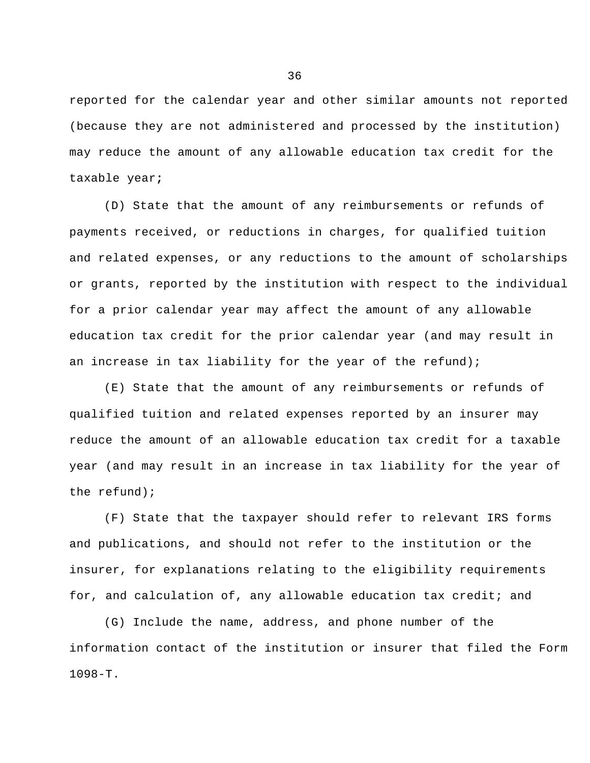reported for the calendar year and other similar amounts not reported (because they are not administered and processed by the institution) may reduce the amount of any allowable education tax credit for the taxable year;

(D) State that the amount of any reimbursements or refunds of payments received, or reductions in charges, for qualified tuition and related expenses, or any reductions to the amount of scholarships or grants, reported by the institution with respect to the individual for a prior calendar year may affect the amount of any allowable education tax credit for the prior calendar year (and may result in an increase in tax liability for the year of the refund);

(E) State that the amount of any reimbursements or refunds of qualified tuition and related expenses reported by an insurer may reduce the amount of an allowable education tax credit for a taxable year (and may result in an increase in tax liability for the year of the refund);

(F) State that the taxpayer should refer to relevant IRS forms and publications, and should not refer to the institution or the insurer, for explanations relating to the eligibility requirements for, and calculation of, any allowable education tax credit; and

(G) Include the name, address, and phone number of the information contact of the institution or insurer that filed the Form 1098-T.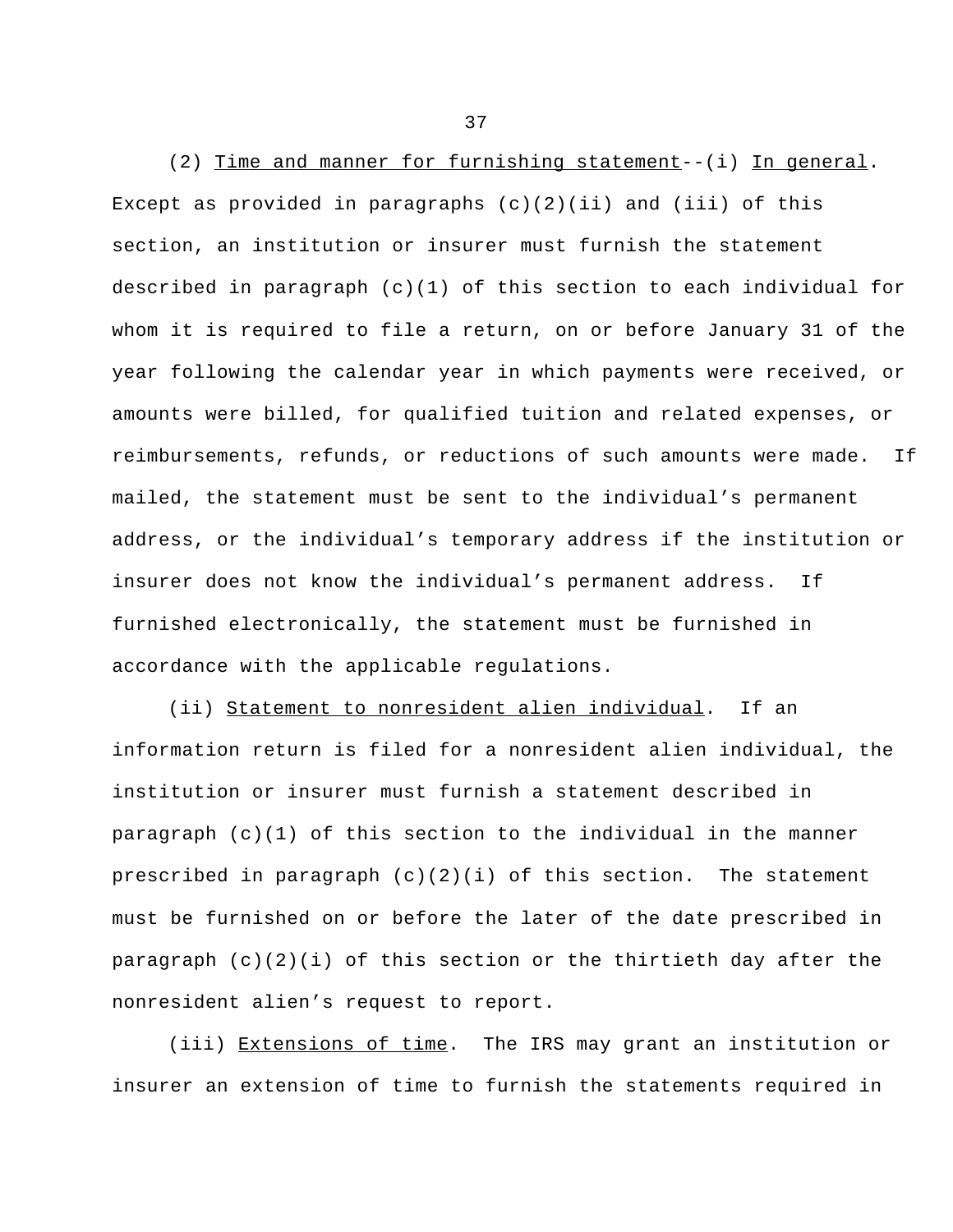(2) Time and manner for furnishing statement--(i) In general. Except as provided in paragraphs (c)(2)(ii) and (iii) of this section, an institution or insurer must furnish the statement described in paragraph (c)(1) of this section to each individual for whom it is required to file a return, on or before January 31 of the year following the calendar year in which payments were received, or amounts were billed, for qualified tuition and related expenses, or reimbursements, refunds, or reductions of such amounts were made. If mailed, the statement must be sent to the individual's permanent address, or the individual's temporary address if the institution or insurer does not know the individual's permanent address. If furnished electronically, the statement must be furnished in accordance with the applicable regulations.

(ii) Statement to nonresident alien individual. If an information return is filed for a nonresident alien individual, the institution or insurer must furnish a statement described in paragraph (c)(1) of this section to the individual in the manner prescribed in paragraph (c)(2)(i) of this section. The statement must be furnished on or before the later of the date prescribed in paragraph (c)(2)(i) of this section or the thirtieth day after the nonresident alien's request to report.

(iii) Extensions of time. The IRS may grant an institution or insurer an extension of time to furnish the statements required in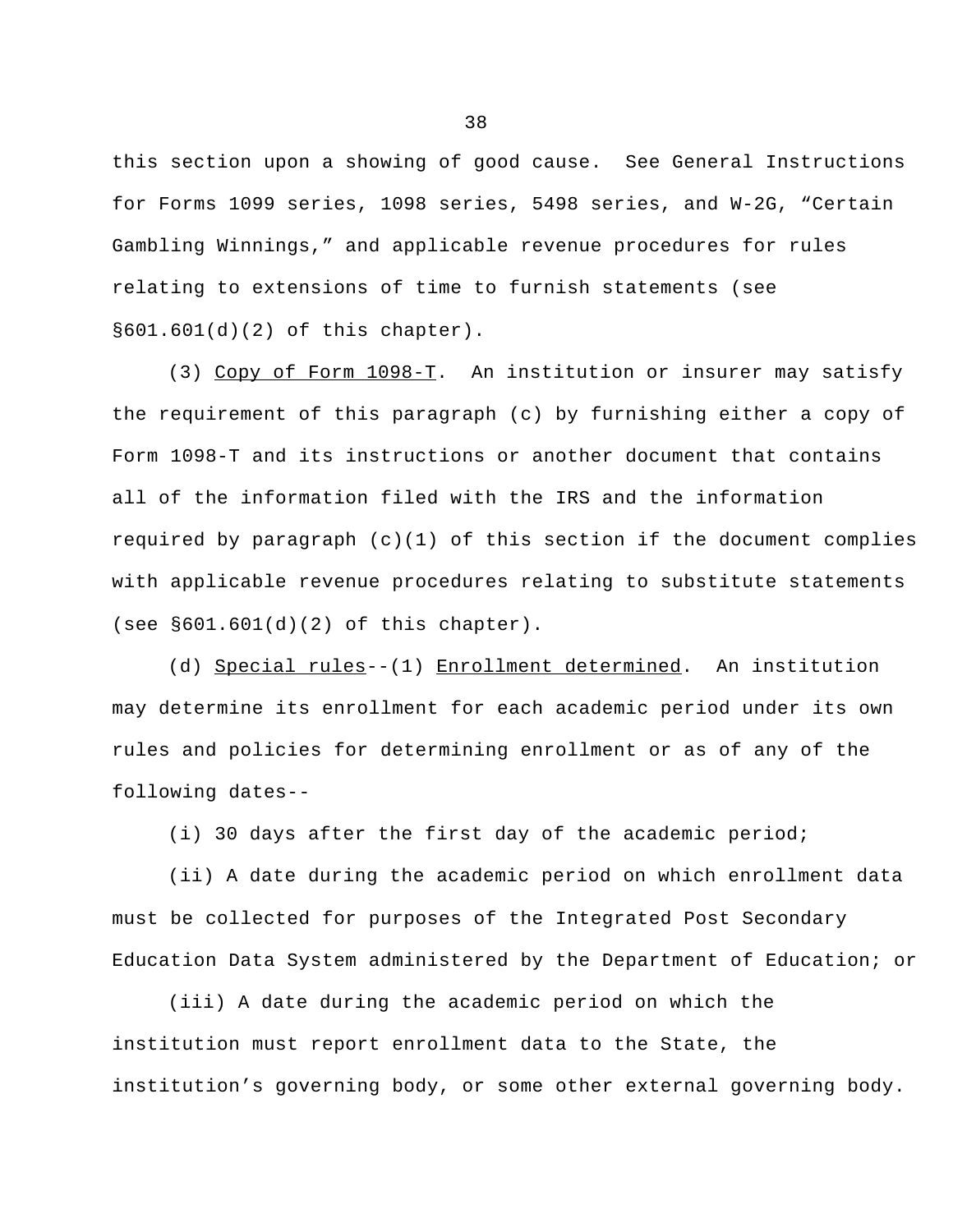this section upon a showing of good cause. See General Instructions for Forms 1099 series, 1098 series, 5498 series, and W-2G, "Certain Gambling Winnings," and applicable revenue procedures for rules relating to extensions of time to furnish statements (see §601.601(d)(2) of this chapter).

(3) Copy of Form 1098-T. An institution or insurer may satisfy the requirement of this paragraph (c) by furnishing either a copy of Form 1098-T and its instructions or another document that contains all of the information filed with the IRS and the information required by paragraph (c)(1) of this section if the document complies with applicable revenue procedures relating to substitute statements (see §601.601(d)(2) of this chapter).

(d) Special rules--(1) Enrollment determined. An institution may determine its enrollment for each academic period under its own rules and policies for determining enrollment or as of any of the following dates--

(i) 30 days after the first day of the academic period;

(ii) A date during the academic period on which enrollment data must be collected for purposes of the Integrated Post Secondary Education Data System administered by the Department of Education; or

(iii) A date during the academic period on which the institution must report enrollment data to the State, the institution's governing body, or some other external governing body.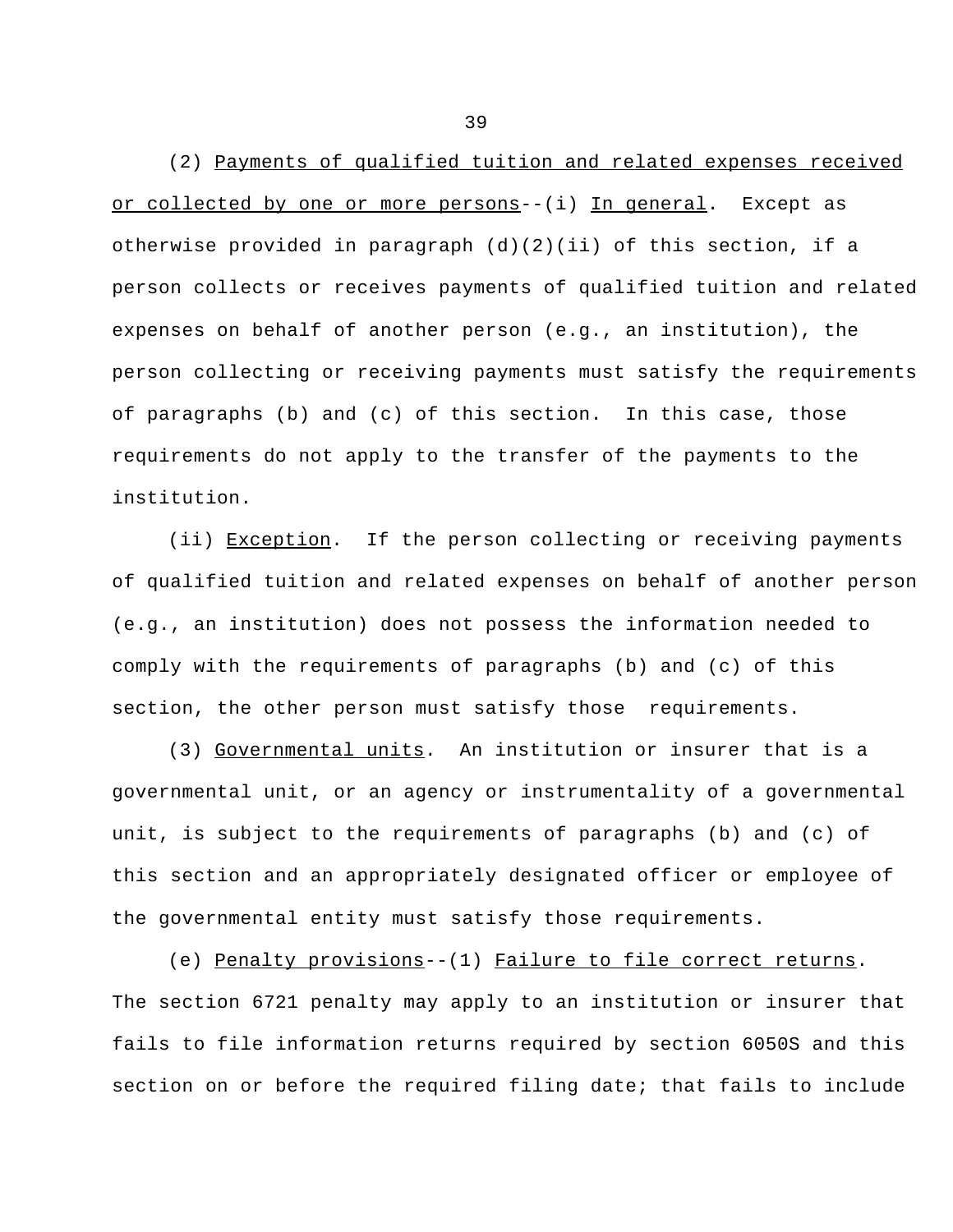(2) <u>Payments of qualified tuition and related expenses received or collected by one or more persons</u>--(i) <u>In general</u>. Except as otherwise provided in paragraph (d)(2)(ii) of this section, if a person collects or receives payments of qualified tuition and related expenses on behalf of another person (e.g., an institution), the person collecting or receiving payments must satisfy the requirements of paragraphs (b) and (c) of this section. In this case, those requirements do not apply to the transfer of the payments to the institution.

(ii) <u>Exception</u>. If the person collecting or receiving payments of qualified tuition and related expenses on behalf of another person (e.g., an institution) does not possess the information needed to comply with the requirements of paragraphs (b) and (c) of this section, the other person must satisfy those requirements.

(3) <u>Governmental units</u>. An institution or insurer that is a governmental unit, or an agency or instrumentality of a governmental unit, is subject to the requirements of paragraphs (b) and (c) of this section and an appropriately designated officer or employee of the governmental entity must satisfy those requirements.

(e) <u>Penalty provisions</u>--(1) <u>Failure to file correct returns</u>. The section 6721 penalty may apply to an institution or insurer that fails to file information returns required by section 6050S and this section on or before the required filing date; that fails to include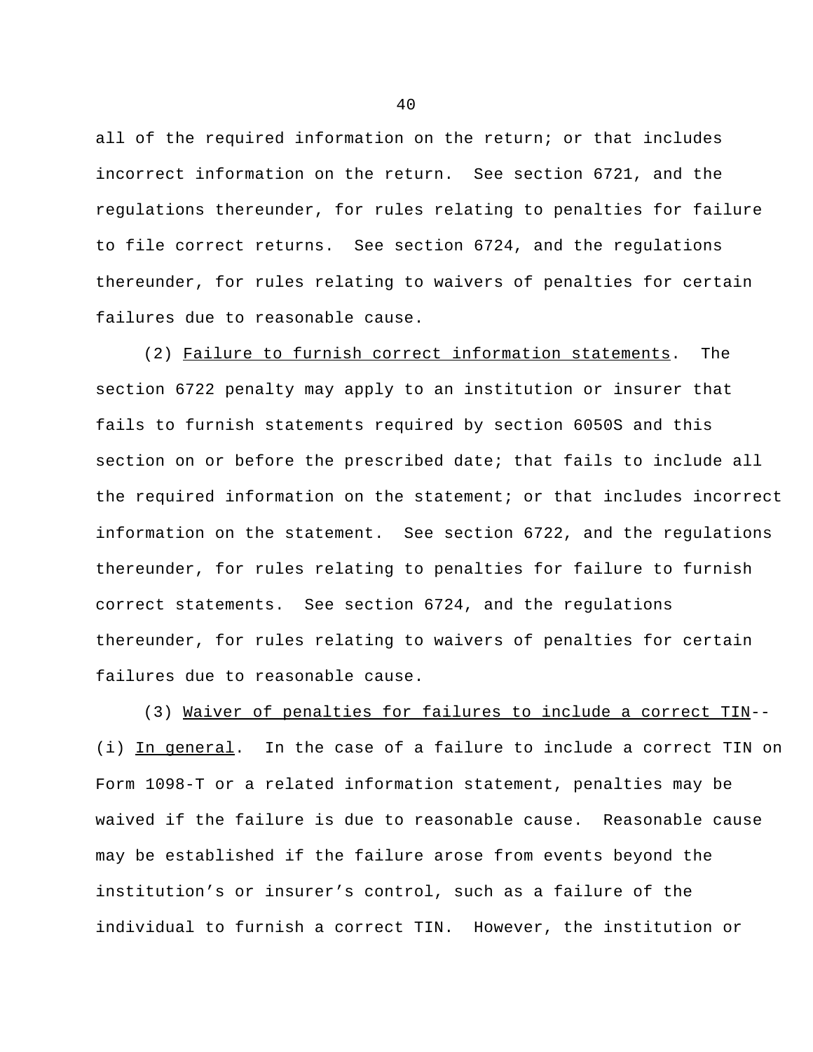all of the required information on the return; or that includes incorrect information on the return. See section 6721, and the regulations thereunder, for rules relating to penalties for failure to file correct returns. See section 6724, and the regulations thereunder, for rules relating to waivers of penalties for certain failures due to reasonable cause.

(2) Failure to furnish correct information statements. The section 6722 penalty may apply to an institution or insurer that fails to furnish statements required by section 6050S and this section on or before the prescribed date; that fails to include all the required information on the statement; or that includes incorrect information on the statement. See section 6722, and the regulations thereunder, for rules relating to penalties for failure to furnish correct statements. See section 6724, and the regulations thereunder, for rules relating to waivers of penalties for certain failures due to reasonable cause.

(3) Waiver of penalties for failures to include a correct TIN--(i) In general. In the case of a failure to include a correct TIN on Form 1098-T or a related information statement, penalties may be waived if the failure is due to reasonable cause. Reasonable cause may be established if the failure arose from events beyond the institution's or insurer's control, such as a failure of the individual to furnish a correct TIN. However, the institution or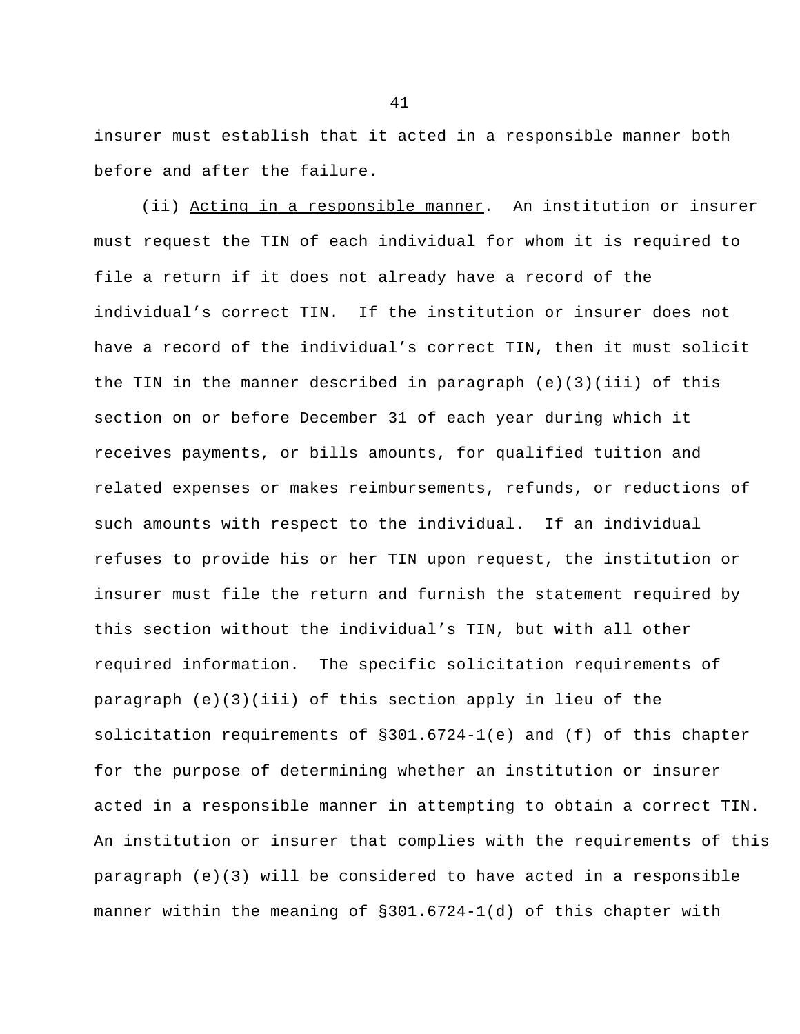insurer must establish that it acted in a responsible manner both before and after the failure.

(ii) Acting in a responsible manner. An institution or insurer must request the TIN of each individual for whom it is required to file a return if it does not already have a record of the individual's correct TIN. If the institution or insurer does not have a record of the individual's correct TIN, then it must solicit the TIN in the manner described in paragraph (e)(3)(iii) of this section on or before December 31 of each year during which it receives payments, or bills amounts, for qualified tuition and related expenses or makes reimbursements, refunds, or reductions of such amounts with respect to the individual. If an individual refuses to provide his or her TIN upon request, the institution or insurer must file the return and furnish the statement required by this section without the individual's TIN, but with all other required information. The specific solicitation requirements of paragraph (e)(3)(iii) of this section apply in lieu of the solicitation requirements of §301.6724-1(e) and (f) of this chapter for the purpose of determining whether an institution or insurer acted in a responsible manner in attempting to obtain a correct TIN. An institution or insurer that complies with the requirements of this paragraph (e)(3) will be considered to have acted in a responsible manner within the meaning of §301.6724-1(d) of this chapter with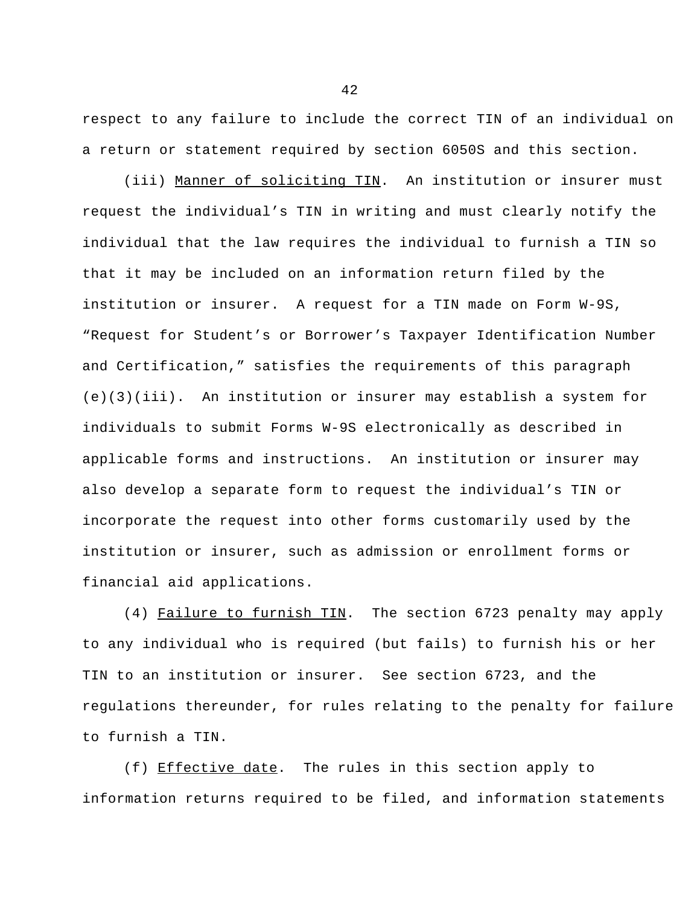respect to any failure to include the correct TIN of an individual on a return or statement required by section 6050S and this section.

(iii) Manner of soliciting TIN. An institution or insurer must request the individual's TIN in writing and must clearly notify the individual that the law requires the individual to furnish a TIN so that it may be included on an information return filed by the institution or insurer. A request for a TIN made on Form W-9S, "Request for Student's or Borrower's Taxpayer Identification Number and Certification," satisfies the requirements of this paragraph (e)(3)(iii). An institution or insurer may establish a system for individuals to submit Forms W-9S electronically as described in applicable forms and instructions. An institution or insurer may also develop a separate form to request the individual's TIN or incorporate the request into other forms customarily used by the institution or insurer, such as admission or enrollment forms or financial aid applications.

(4) Failure to furnish TIN. The section 6723 penalty may apply to any individual who is required (but fails) to furnish his or her TIN to an institution or insurer. See section 6723, and the regulations thereunder, for rules relating to the penalty for failure to furnish a TIN.

(f) Effective date. The rules in this section apply to information returns required to be filed, and information statements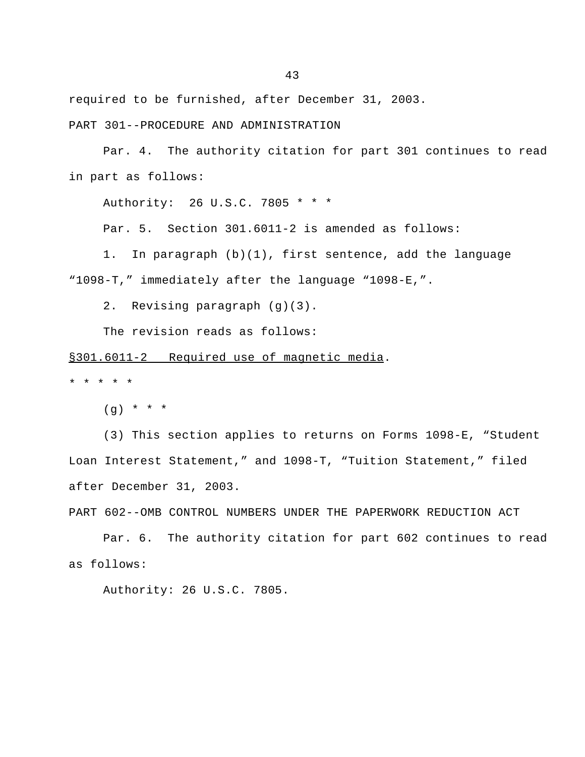required to be furnished, after December 31, 2003.

PART 301--PROCEDURE AND ADMINISTRATION

Par. 4. The authority citation for part 301 continues to read in part as follows:

Authority: 26 U.S.C. 7805 * * *

Par. 5. Section 301.6011-2 is amended as follows:

1. In paragraph (b)(1), first sentence, add the language “1098-T,” immediately after the language “1098-E,”.

2. Revising paragraph (g)(3).

The revision reads as follows:

<u>§301.6011-2 Required use of magnetic media</u>.

* * * * *

(g) * * *

(3) This section applies to returns on Forms 1098-E, “Student Loan Interest Statement,” and 1098-T, “Tuition Statement,” filed after December 31, 2003.

PART 602--OMB CONTROL NUMBERS UNDER THE PAPERWORK REDUCTION ACT

Par. 6. The authority citation for part 602 continues to read as follows:

Authority: 26 U.S.C. 7805.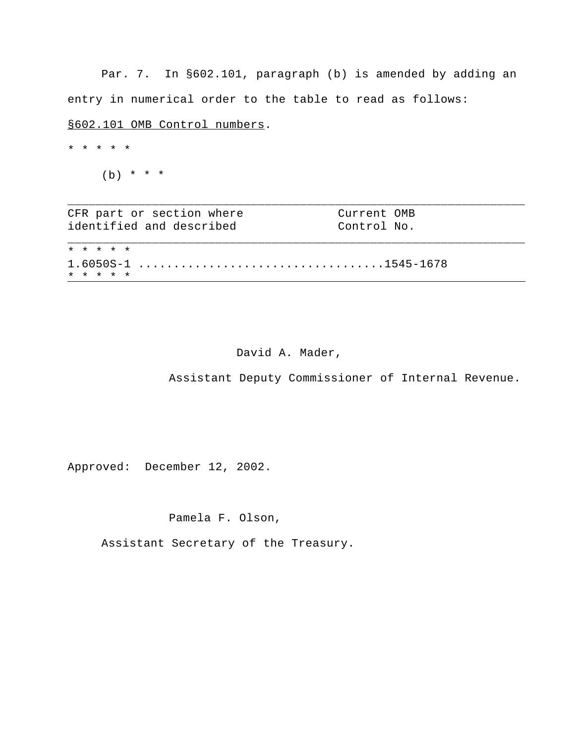Par. 7. In §602.101, paragraph (b) is amended by adding an entry in numerical order to the table to read as follows:

§602.101 OMB Control numbers.

* * * * *

(b) * * *

| CFR part or section where identified and described | Current OMB Control No. |
|---|---|
| * * * * * | |
| 1.6050S-1 .................................. | 1545-1678 |
| * * * * * | |

David A. Mader,

Assistant Deputy Commissioner of Internal Revenue.

Approved: December 12, 2002.

Pamela F. Olson,

Assistant Secretary of the Treasury.